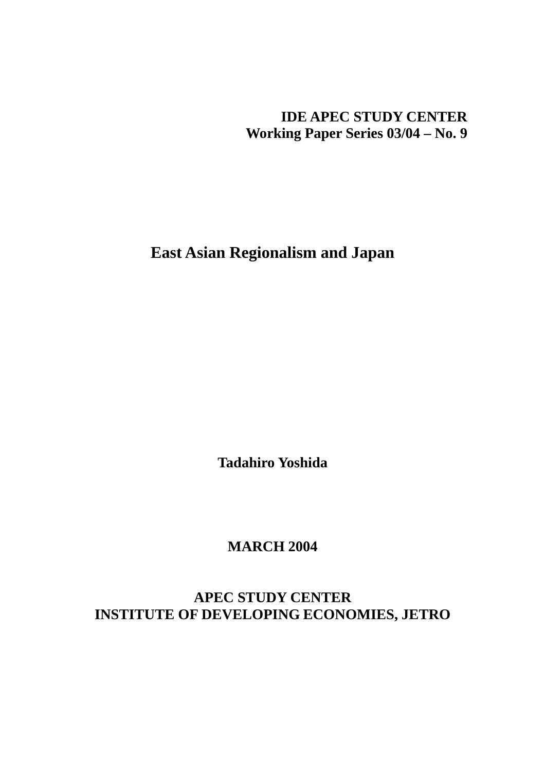**IDE APEC STUDY CENTER**
**Working Paper Series 03/04 – No. 9**

# East Asian Regionalism and Japan

**Tadahiro Yoshida**

**MARCH 2004**

**APEC STUDY CENTER**
**INSTITUTE OF DEVELOPING ECONOMIES, JETRO**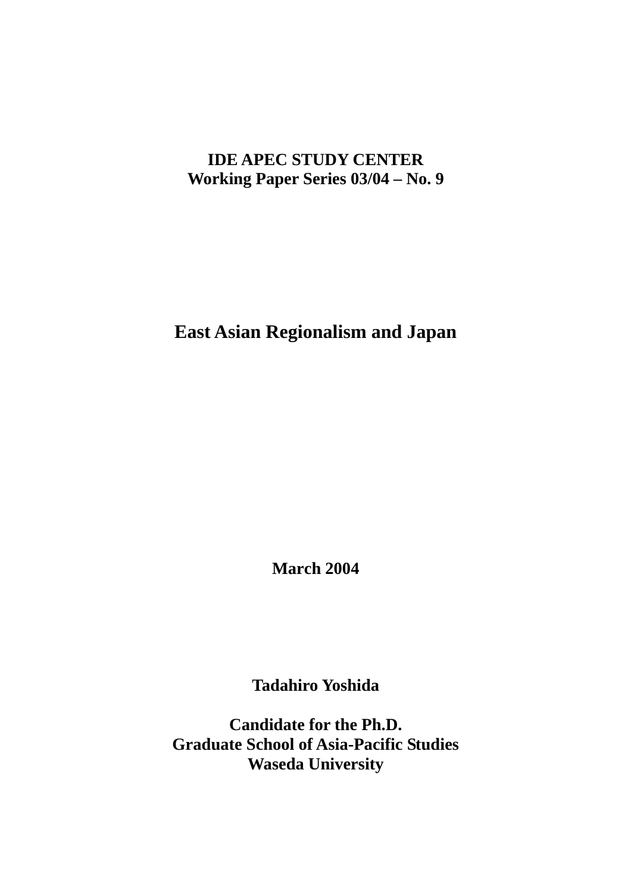**IDE APEC STUDY CENTER**
**Working Paper Series 03/04 – No. 9**

# East Asian Regionalism and Japan

**March 2004**

**Tadahiro Yoshida**

**Candidate for the Ph.D.**
**Graduate School of Asia-Pacific Studies**
**Waseda University**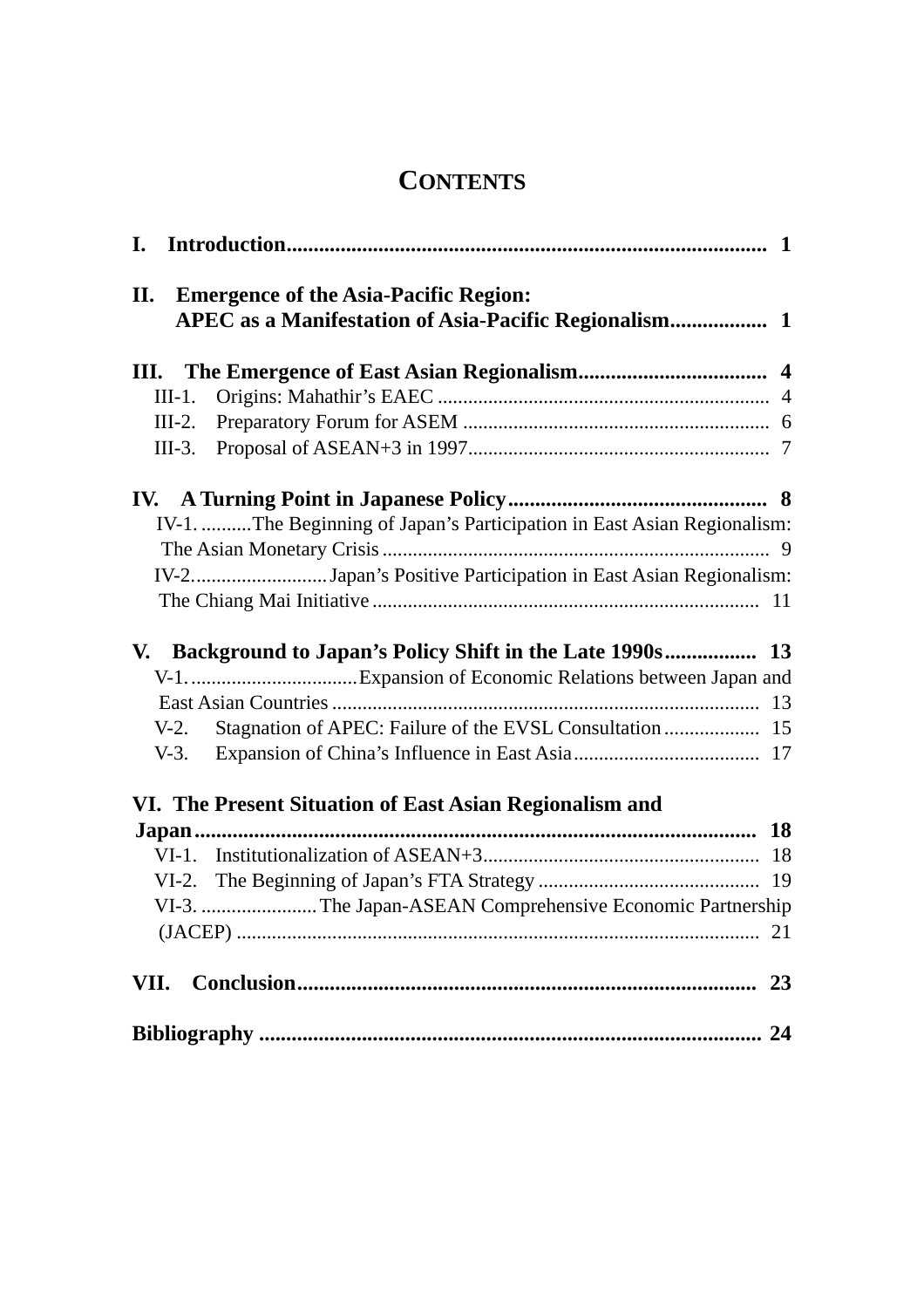# CONTENTS

**I. Introduction** ........ **1**

**II. Emergence of the Asia-Pacific Region: APEC as a Manifestation of Asia-Pacific Regionalism** ........ **1**

**III. The Emergence of East Asian Regionalism** ........ **4**
- III-1. Origins: Mahathir's EAEC ........ 4
- III-2. Preparatory Forum for ASEM ........ 6
- III-3. Proposal of ASEAN+3 in 1997 ........ 7

**IV. A Turning Point in Japanese Policy** ........ **8**
- IV-1. The Beginning of Japan's Participation in East Asian Regionalism: The Asian Monetary Crisis ........ 9
- IV-2. Japan's Positive Participation in East Asian Regionalism: The Chiang Mai Initiative ........ 11

**V. Background to Japan's Policy Shift in the Late 1990s** ........ **13**
- V-1. Expansion of Economic Relations between Japan and East Asian Countries ........ 13
- V-2. Stagnation of APEC: Failure of the EVSL Consultation ........ 15
- V-3. Expansion of China's Influence in East Asia ........ 17

**VI. The Present Situation of East Asian Regionalism and Japan** ........ **18**
- VI-1. Institutionalization of ASEAN+3 ........ 18
- VI-2. The Beginning of Japan's FTA Strategy ........ 19
- VI-3. The Japan-ASEAN Comprehensive Economic Partnership (JACEP) ........ 21

**VII. Conclusion** ........ **23**

**Bibliography** ........ **24**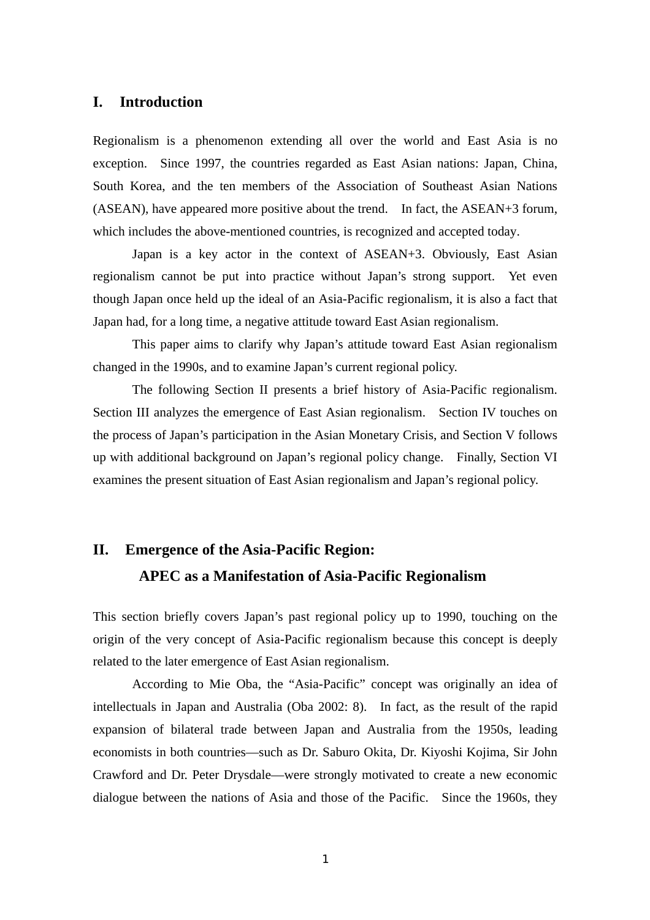## I. Introduction

Regionalism is a phenomenon extending all over the world and East Asia is no exception. Since 1997, the countries regarded as East Asian nations: Japan, China, South Korea, and the ten members of the Association of Southeast Asian Nations (ASEAN), have appeared more positive about the trend. In fact, the ASEAN+3 forum, which includes the above-mentioned countries, is recognized and accepted today.

Japan is a key actor in the context of ASEAN+3. Obviously, East Asian regionalism cannot be put into practice without Japan's strong support. Yet even though Japan once held up the ideal of an Asia-Pacific regionalism, it is also a fact that Japan had, for a long time, a negative attitude toward East Asian regionalism.

This paper aims to clarify why Japan's attitude toward East Asian regionalism changed in the 1990s, and to examine Japan's current regional policy.

The following Section II presents a brief history of Asia-Pacific regionalism. Section III analyzes the emergence of East Asian regionalism. Section IV touches on the process of Japan's participation in the Asian Monetary Crisis, and Section V follows up with additional background on Japan's regional policy change. Finally, Section VI examines the present situation of East Asian regionalism and Japan's regional policy.

## II. Emergence of the Asia-Pacific Region: APEC as a Manifestation of Asia-Pacific Regionalism

This section briefly covers Japan's past regional policy up to 1990, touching on the origin of the very concept of Asia-Pacific regionalism because this concept is deeply related to the later emergence of East Asian regionalism.

According to Mie Oba, the "Asia-Pacific" concept was originally an idea of intellectuals in Japan and Australia (Oba 2002: 8). In fact, as the result of the rapid expansion of bilateral trade between Japan and Australia from the 1950s, leading economists in both countries—such as Dr. Saburo Okita, Dr. Kiyoshi Kojima, Sir John Crawford and Dr. Peter Drysdale—were strongly motivated to create a new economic dialogue between the nations of Asia and those of the Pacific. Since the 1960s, they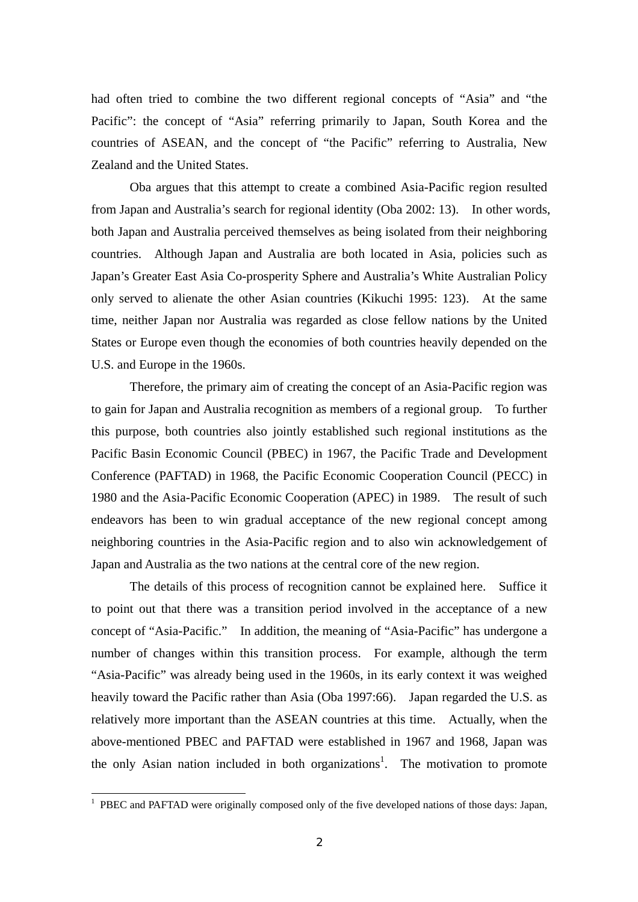had often tried to combine the two different regional concepts of "Asia" and "the Pacific": the concept of "Asia" referring primarily to Japan, South Korea and the countries of ASEAN, and the concept of "the Pacific" referring to Australia, New Zealand and the United States.

Oba argues that this attempt to create a combined Asia-Pacific region resulted from Japan and Australia's search for regional identity (Oba 2002: 13). In other words, both Japan and Australia perceived themselves as being isolated from their neighboring countries. Although Japan and Australia are both located in Asia, policies such as Japan's Greater East Asia Co-prosperity Sphere and Australia's White Australian Policy only served to alienate the other Asian countries (Kikuchi 1995: 123). At the same time, neither Japan nor Australia was regarded as close fellow nations by the United States or Europe even though the economies of both countries heavily depended on the U.S. and Europe in the 1960s.

Therefore, the primary aim of creating the concept of an Asia-Pacific region was to gain for Japan and Australia recognition as members of a regional group. To further this purpose, both countries also jointly established such regional institutions as the Pacific Basin Economic Council (PBEC) in 1967, the Pacific Trade and Development Conference (PAFTAD) in 1968, the Pacific Economic Cooperation Council (PECC) in 1980 and the Asia-Pacific Economic Cooperation (APEC) in 1989. The result of such endeavors has been to win gradual acceptance of the new regional concept among neighboring countries in the Asia-Pacific region and to also win acknowledgement of Japan and Australia as the two nations at the central core of the new region.

The details of this process of recognition cannot be explained here. Suffice it to point out that there was a transition period involved in the acceptance of a new concept of "Asia-Pacific." In addition, the meaning of "Asia-Pacific" has undergone a number of changes within this transition process. For example, although the term "Asia-Pacific" was already being used in the 1960s, in its early context it was weighed heavily toward the Pacific rather than Asia (Oba 1997:66). Japan regarded the U.S. as relatively more important than the ASEAN countries at this time. Actually, when the above-mentioned PBEC and PAFTAD were established in 1967 and 1968, Japan was the only Asian nation included in both organizations[1]. The motivation to promote

[1] PBEC and PAFTAD were originally composed only of the five developed nations of those days: Japan,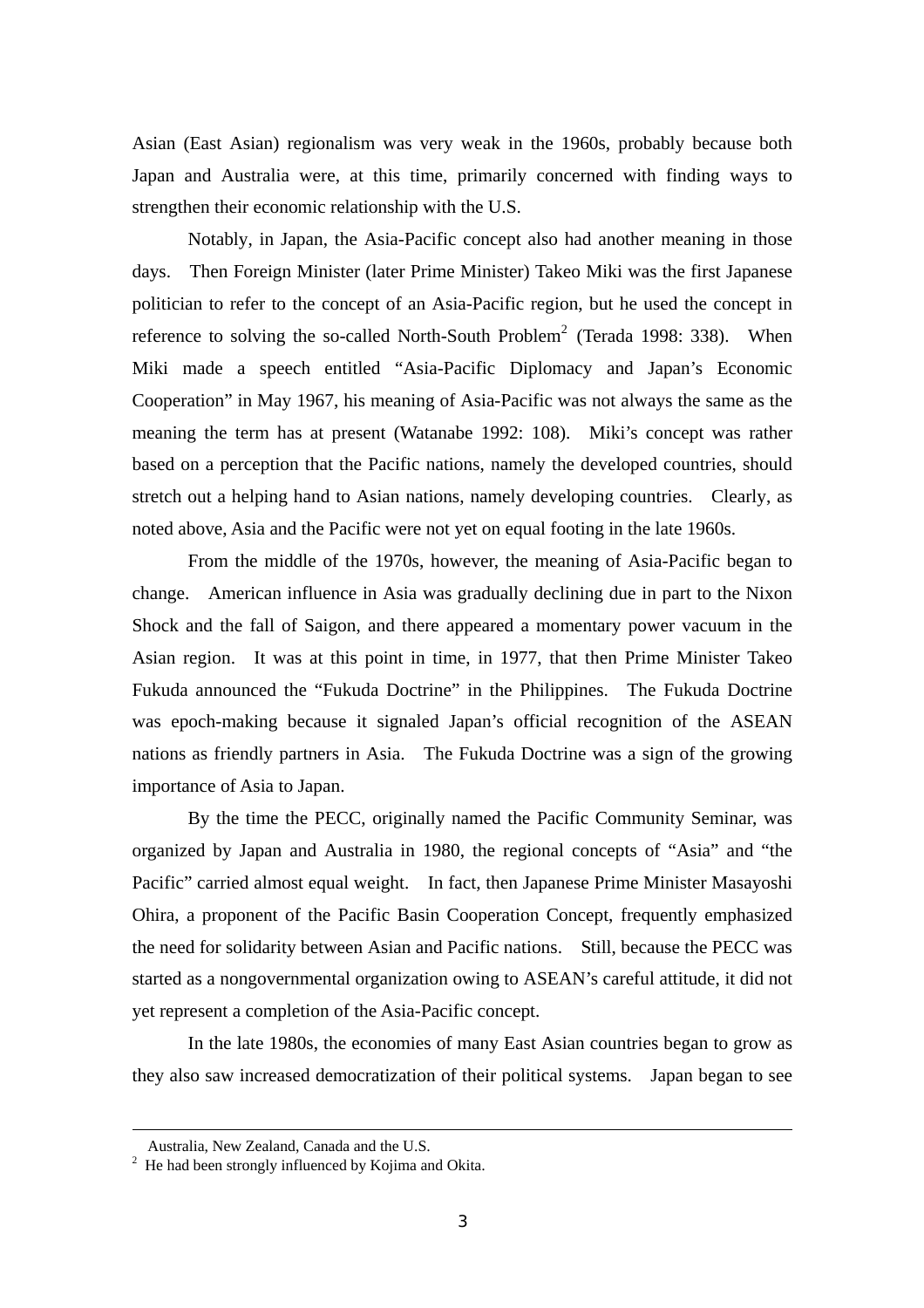Asian (East Asian) regionalism was very weak in the 1960s, probably because both Japan and Australia were, at this time, primarily concerned with finding ways to strengthen their economic relationship with the U.S.

Notably, in Japan, the Asia-Pacific concept also had another meaning in those days. Then Foreign Minister (later Prime Minister) Takeo Miki was the first Japanese politician to refer to the concept of an Asia-Pacific region, but he used the concept in reference to solving the so-called North-South Problem[2] (Terada 1998: 338). When Miki made a speech entitled "Asia-Pacific Diplomacy and Japan's Economic Cooperation" in May 1967, his meaning of Asia-Pacific was not always the same as the meaning the term has at present (Watanabe 1992: 108). Miki's concept was rather based on a perception that the Pacific nations, namely the developed countries, should stretch out a helping hand to Asian nations, namely developing countries. Clearly, as noted above, Asia and the Pacific were not yet on equal footing in the late 1960s.

From the middle of the 1970s, however, the meaning of Asia-Pacific began to change. American influence in Asia was gradually declining due in part to the Nixon Shock and the fall of Saigon, and there appeared a momentary power vacuum in the Asian region. It was at this point in time, in 1977, that then Prime Minister Takeo Fukuda announced the "Fukuda Doctrine" in the Philippines. The Fukuda Doctrine was epoch-making because it signaled Japan's official recognition of the ASEAN nations as friendly partners in Asia. The Fukuda Doctrine was a sign of the growing importance of Asia to Japan.

By the time the PECC, originally named the Pacific Community Seminar, was organized by Japan and Australia in 1980, the regional concepts of "Asia" and "the Pacific" carried almost equal weight. In fact, then Japanese Prime Minister Masayoshi Ohira, a proponent of the Pacific Basin Cooperation Concept, frequently emphasized the need for solidarity between Asian and Pacific nations. Still, because the PECC was started as a nongovernmental organization owing to ASEAN's careful attitude, it did not yet represent a completion of the Asia-Pacific concept.

In the late 1980s, the economies of many East Asian countries began to grow as they also saw increased democratization of their political systems. Japan began to see

---

Australia, New Zealand, Canada and the U.S.

[2] He had been strongly influenced by Kojima and Okita.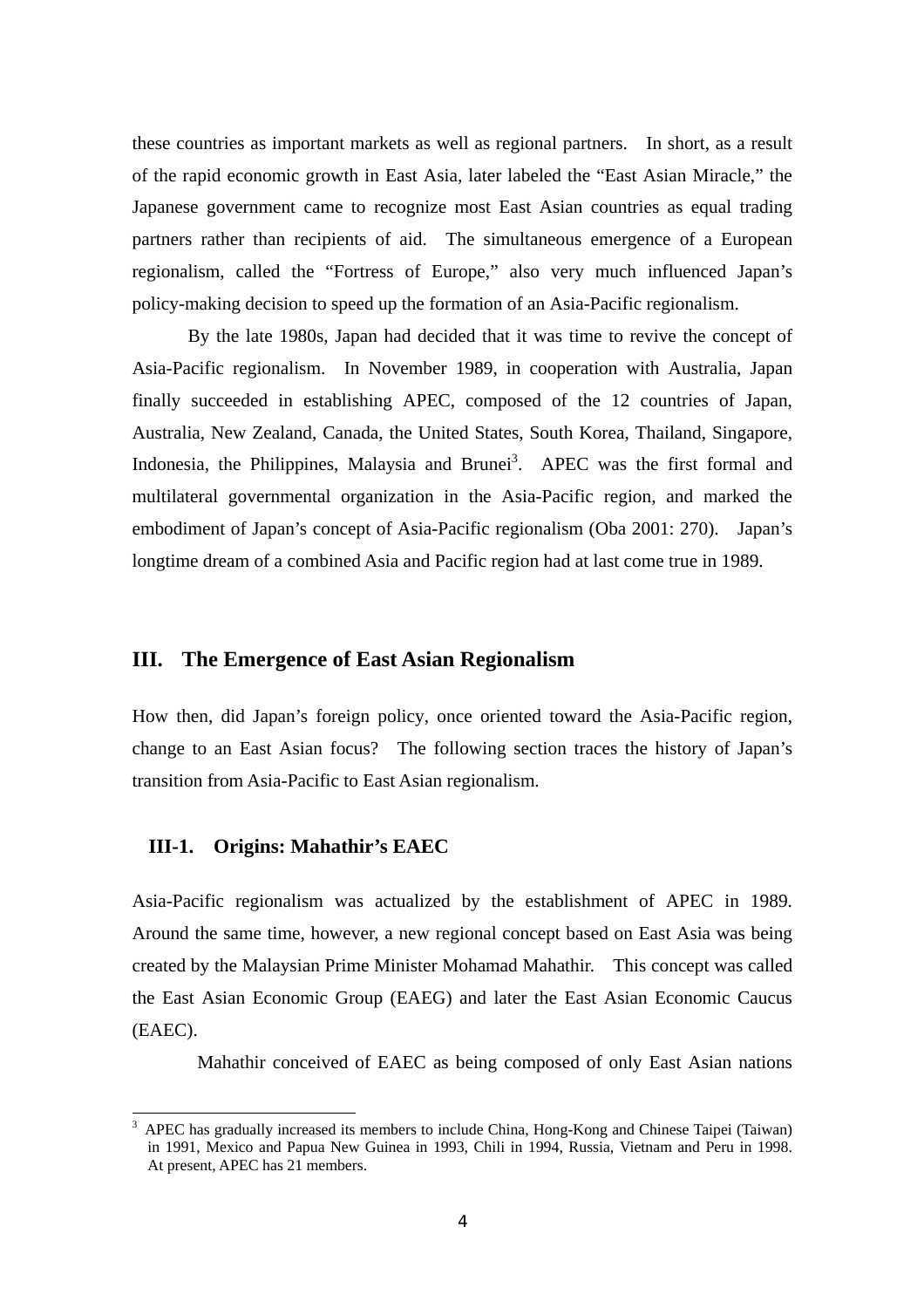these countries as important markets as well as regional partners. In short, as a result of the rapid economic growth in East Asia, later labeled the "East Asian Miracle," the Japanese government came to recognize most East Asian countries as equal trading partners rather than recipients of aid. The simultaneous emergence of a European regionalism, called the "Fortress of Europe," also very much influenced Japan's policy-making decision to speed up the formation of an Asia-Pacific regionalism.

By the late 1980s, Japan had decided that it was time to revive the concept of Asia-Pacific regionalism. In November 1989, in cooperation with Australia, Japan finally succeeded in establishing APEC, composed of the 12 countries of Japan, Australia, New Zealand, Canada, the United States, South Korea, Thailand, Singapore, Indonesia, the Philippines, Malaysia and Brunei[3]. APEC was the first formal and multilateral governmental organization in the Asia-Pacific region, and marked the embodiment of Japan's concept of Asia-Pacific regionalism (Oba 2001: 270). Japan's longtime dream of a combined Asia and Pacific region had at last come true in 1989.

## III. The Emergence of East Asian Regionalism

How then, did Japan's foreign policy, once oriented toward the Asia-Pacific region, change to an East Asian focus? The following section traces the history of Japan's transition from Asia-Pacific to East Asian regionalism.

### III-1. Origins: Mahathir's EAEC

Asia-Pacific regionalism was actualized by the establishment of APEC in 1989. Around the same time, however, a new regional concept based on East Asia was being created by the Malaysian Prime Minister Mohamad Mahathir. This concept was called the East Asian Economic Group (EAEG) and later the East Asian Economic Caucus (EAEC).

Mahathir conceived of EAEC as being composed of only East Asian nations

---

[3] APEC has gradually increased its members to include China, Hong-Kong and Chinese Taipei (Taiwan) in 1991, Mexico and Papua New Guinea in 1993, Chili in 1994, Russia, Vietnam and Peru in 1998. At present, APEC has 21 members.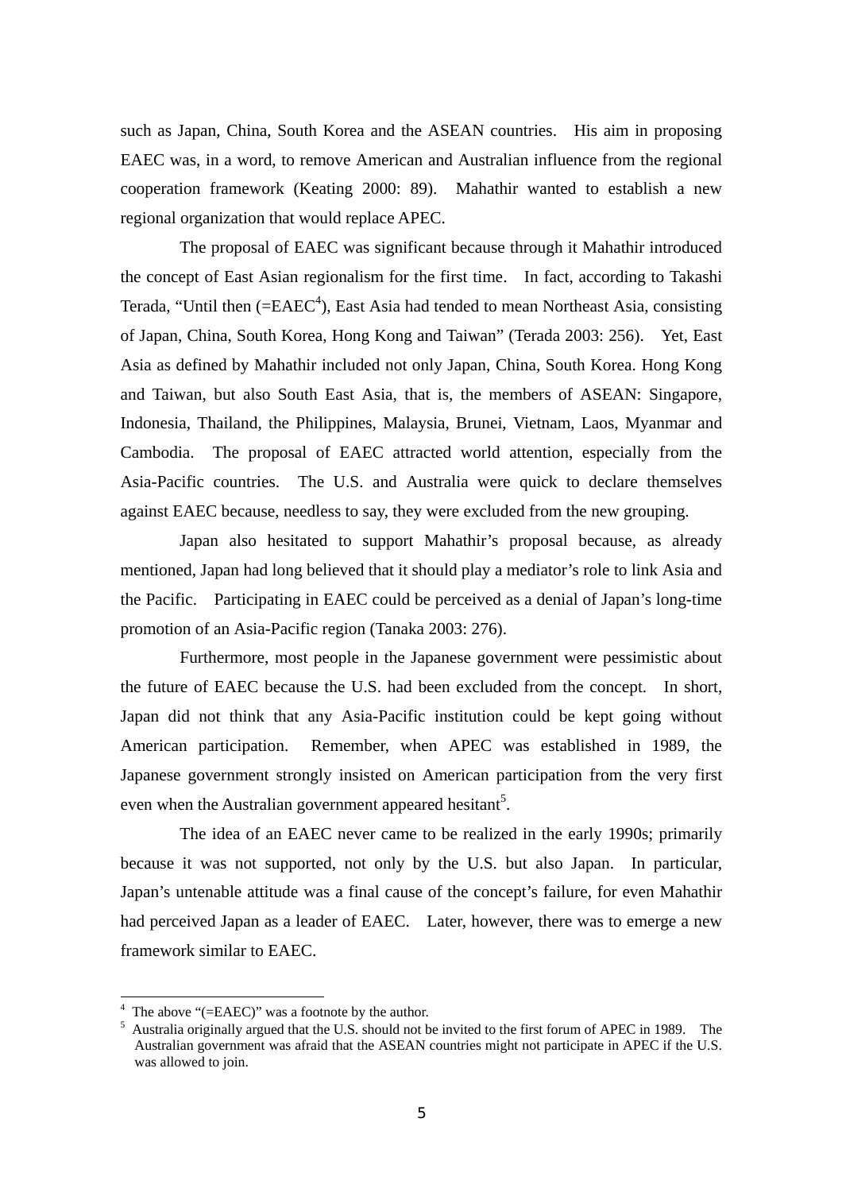such as Japan, China, South Korea and the ASEAN countries. His aim in proposing EAEC was, in a word, to remove American and Australian influence from the regional cooperation framework (Keating 2000: 89). Mahathir wanted to establish a new regional organization that would replace APEC.

The proposal of EAEC was significant because through it Mahathir introduced the concept of East Asian regionalism for the first time. In fact, according to Takashi Terada, "Until then (=EAEC[4]), East Asia had tended to mean Northeast Asia, consisting of Japan, China, South Korea, Hong Kong and Taiwan" (Terada 2003: 256). Yet, East Asia as defined by Mahathir included not only Japan, China, South Korea. Hong Kong and Taiwan, but also South East Asia, that is, the members of ASEAN: Singapore, Indonesia, Thailand, the Philippines, Malaysia, Brunei, Vietnam, Laos, Myanmar and Cambodia. The proposal of EAEC attracted world attention, especially from the Asia-Pacific countries. The U.S. and Australia were quick to declare themselves against EAEC because, needless to say, they were excluded from the new grouping.

Japan also hesitated to support Mahathir's proposal because, as already mentioned, Japan had long believed that it should play a mediator's role to link Asia and the Pacific. Participating in EAEC could be perceived as a denial of Japan's long-time promotion of an Asia-Pacific region (Tanaka 2003: 276).

Furthermore, most people in the Japanese government were pessimistic about the future of EAEC because the U.S. had been excluded from the concept. In short, Japan did not think that any Asia-Pacific institution could be kept going without American participation. Remember, when APEC was established in 1989, the Japanese government strongly insisted on American participation from the very first even when the Australian government appeared hesitant[5].

The idea of an EAEC never came to be realized in the early 1990s; primarily because it was not supported, not only by the U.S. but also Japan. In particular, Japan's untenable attitude was a final cause of the concept's failure, for even Mahathir had perceived Japan as a leader of EAEC. Later, however, there was to emerge a new framework similar to EAEC.

---

[4] The above "(=EAEC)" was a footnote by the author.

[5] Australia originally argued that the U.S. should not be invited to the first forum of APEC in 1989. The Australian government was afraid that the ASEAN countries might not participate in APEC if the U.S. was allowed to join.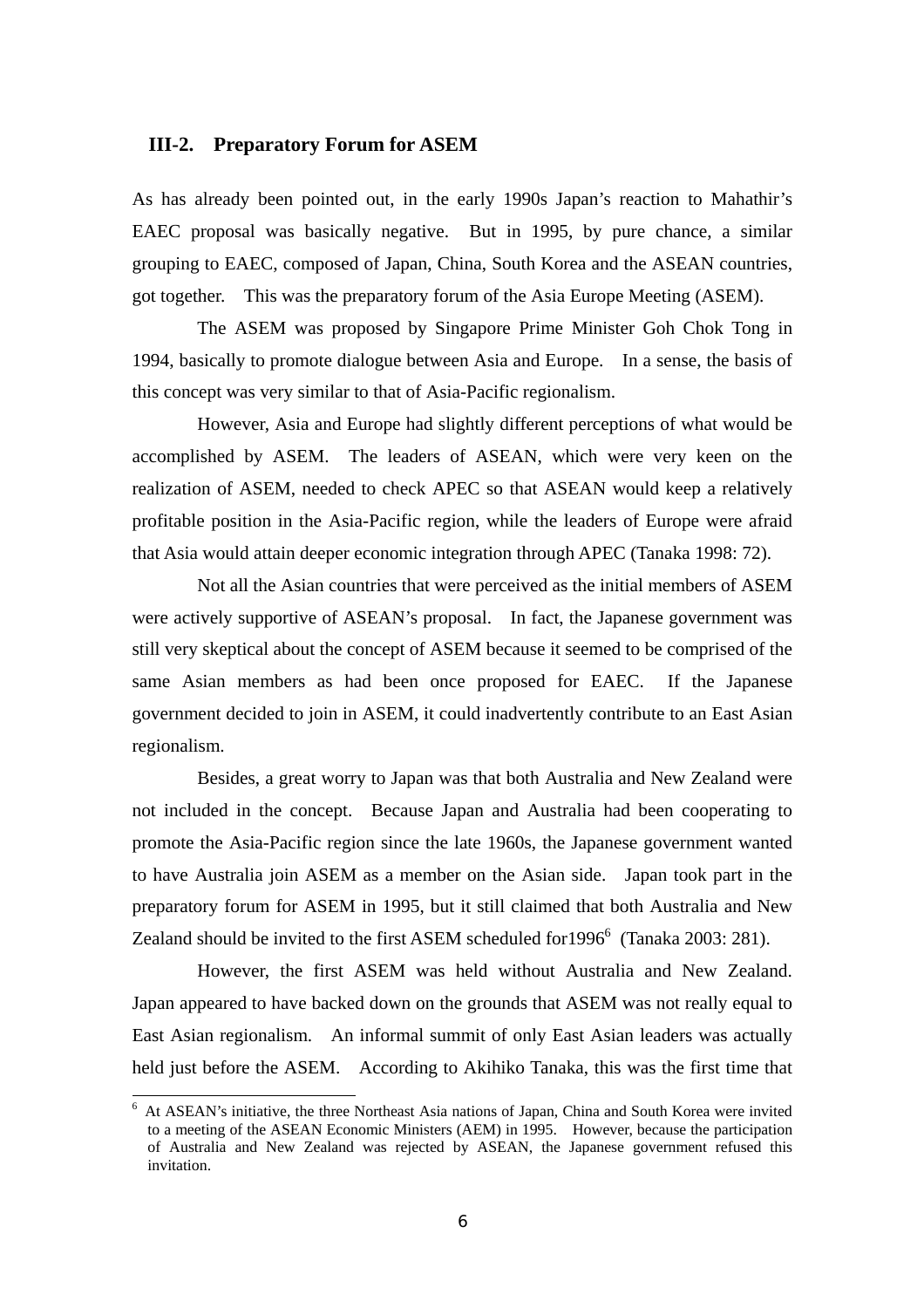### III-2. Preparatory Forum for ASEM

As has already been pointed out, in the early 1990s Japan's reaction to Mahathir's EAEC proposal was basically negative. But in 1995, by pure chance, a similar grouping to EAEC, composed of Japan, China, South Korea and the ASEAN countries, got together. This was the preparatory forum of the Asia Europe Meeting (ASEM).

The ASEM was proposed by Singapore Prime Minister Goh Chok Tong in 1994, basically to promote dialogue between Asia and Europe. In a sense, the basis of this concept was very similar to that of Asia-Pacific regionalism.

However, Asia and Europe had slightly different perceptions of what would be accomplished by ASEM. The leaders of ASEAN, which were very keen on the realization of ASEM, needed to check APEC so that ASEAN would keep a relatively profitable position in the Asia-Pacific region, while the leaders of Europe were afraid that Asia would attain deeper economic integration through APEC (Tanaka 1998: 72).

Not all the Asian countries that were perceived as the initial members of ASEM were actively supportive of ASEAN's proposal. In fact, the Japanese government was still very skeptical about the concept of ASEM because it seemed to be comprised of the same Asian members as had been once proposed for EAEC. If the Japanese government decided to join in ASEM, it could inadvertently contribute to an East Asian regionalism.

Besides, a great worry to Japan was that both Australia and New Zealand were not included in the concept. Because Japan and Australia had been cooperating to promote the Asia-Pacific region since the late 1960s, the Japanese government wanted to have Australia join ASEM as a member on the Asian side. Japan took part in the preparatory forum for ASEM in 1995, but it still claimed that both Australia and New Zealand should be invited to the first ASEM scheduled for1996[6] (Tanaka 2003: 281).

However, the first ASEM was held without Australia and New Zealand. Japan appeared to have backed down on the grounds that ASEM was not really equal to East Asian regionalism. An informal summit of only East Asian leaders was actually held just before the ASEM. According to Akihiko Tanaka, this was the first time that

---

[6] At ASEAN's initiative, the three Northeast Asia nations of Japan, China and South Korea were invited to a meeting of the ASEAN Economic Ministers (AEM) in 1995. However, because the participation of Australia and New Zealand was rejected by ASEAN, the Japanese government refused this invitation.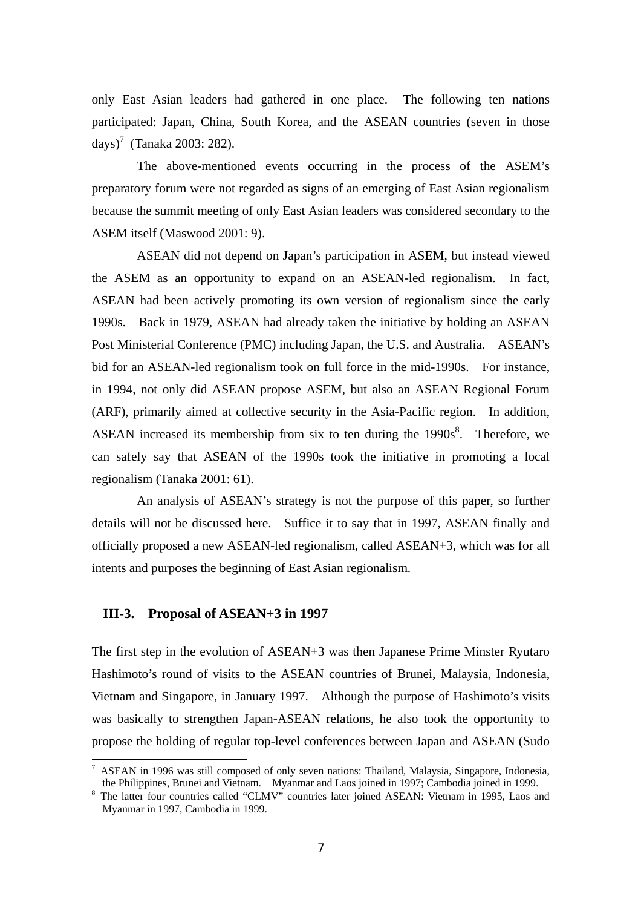only East Asian leaders had gathered in one place. The following ten nations participated: Japan, China, South Korea, and the ASEAN countries (seven in those days)[7] (Tanaka 2003: 282).

The above-mentioned events occurring in the process of the ASEM's preparatory forum were not regarded as signs of an emerging of East Asian regionalism because the summit meeting of only East Asian leaders was considered secondary to the ASEM itself (Maswood 2001: 9).

ASEAN did not depend on Japan's participation in ASEM, but instead viewed the ASEM as an opportunity to expand on an ASEAN-led regionalism. In fact, ASEAN had been actively promoting its own version of regionalism since the early 1990s. Back in 1979, ASEAN had already taken the initiative by holding an ASEAN Post Ministerial Conference (PMC) including Japan, the U.S. and Australia. ASEAN's bid for an ASEAN-led regionalism took on full force in the mid-1990s. For instance, in 1994, not only did ASEAN propose ASEM, but also an ASEAN Regional Forum (ARF), primarily aimed at collective security in the Asia-Pacific region. In addition, ASEAN increased its membership from six to ten during the 1990s[8]. Therefore, we can safely say that ASEAN of the 1990s took the initiative in promoting a local regionalism (Tanaka 2001: 61).

An analysis of ASEAN's strategy is not the purpose of this paper, so further details will not be discussed here. Suffice it to say that in 1997, ASEAN finally and officially proposed a new ASEAN-led regionalism, called ASEAN+3, which was for all intents and purposes the beginning of East Asian regionalism.

### III-3. Proposal of ASEAN+3 in 1997

The first step in the evolution of ASEAN+3 was then Japanese Prime Minster Ryutaro Hashimoto's round of visits to the ASEAN countries of Brunei, Malaysia, Indonesia, Vietnam and Singapore, in January 1997. Although the purpose of Hashimoto's visits was basically to strengthen Japan-ASEAN relations, he also took the opportunity to propose the holding of regular top-level conferences between Japan and ASEAN (Sudo

---

[7] ASEAN in 1996 was still composed of only seven nations: Thailand, Malaysia, Singapore, Indonesia, the Philippines, Brunei and Vietnam. Myanmar and Laos joined in 1997; Cambodia joined in 1999.

[8] The latter four countries called "CLMV" countries later joined ASEAN: Vietnam in 1995, Laos and Myanmar in 1997, Cambodia in 1999.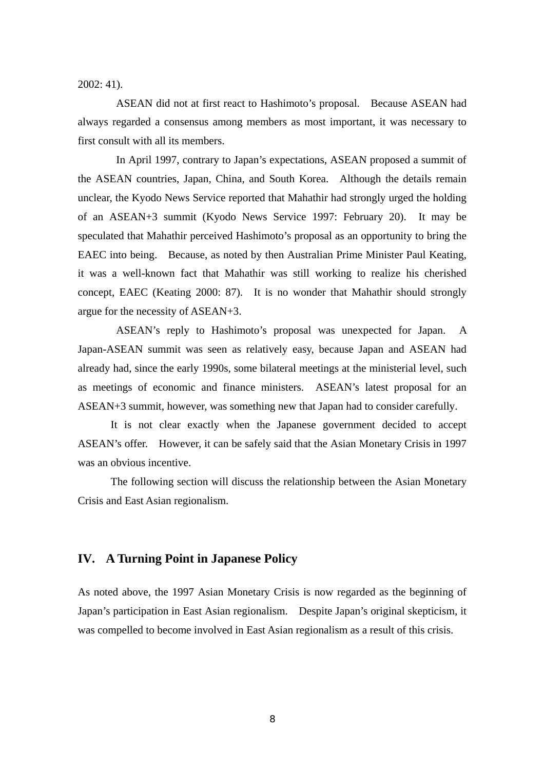2002: 41).

ASEAN did not at first react to Hashimoto's proposal. Because ASEAN had always regarded a consensus among members as most important, it was necessary to first consult with all its members.

In April 1997, contrary to Japan's expectations, ASEAN proposed a summit of the ASEAN countries, Japan, China, and South Korea. Although the details remain unclear, the Kyodo News Service reported that Mahathir had strongly urged the holding of an ASEAN+3 summit (Kyodo News Service 1997: February 20). It may be speculated that Mahathir perceived Hashimoto's proposal as an opportunity to bring the EAEC into being. Because, as noted by then Australian Prime Minister Paul Keating, it was a well-known fact that Mahathir was still working to realize his cherished concept, EAEC (Keating 2000: 87). It is no wonder that Mahathir should strongly argue for the necessity of ASEAN+3.

ASEAN's reply to Hashimoto's proposal was unexpected for Japan. A Japan-ASEAN summit was seen as relatively easy, because Japan and ASEAN had already had, since the early 1990s, some bilateral meetings at the ministerial level, such as meetings of economic and finance ministers. ASEAN's latest proposal for an ASEAN+3 summit, however, was something new that Japan had to consider carefully.

It is not clear exactly when the Japanese government decided to accept ASEAN's offer. However, it can be safely said that the Asian Monetary Crisis in 1997 was an obvious incentive.

The following section will discuss the relationship between the Asian Monetary Crisis and East Asian regionalism.

## IV. A Turning Point in Japanese Policy

As noted above, the 1997 Asian Monetary Crisis is now regarded as the beginning of Japan's participation in East Asian regionalism. Despite Japan's original skepticism, it was compelled to become involved in East Asian regionalism as a result of this crisis.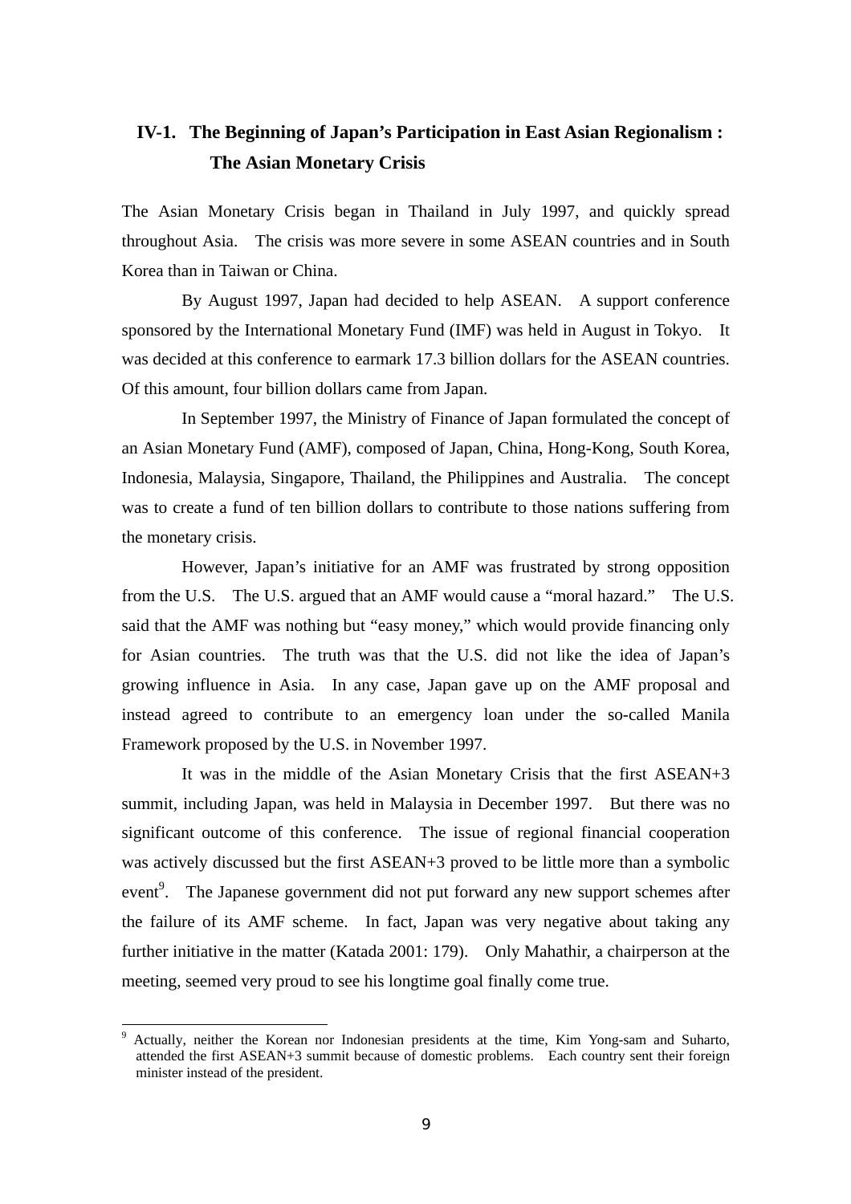## IV-1. The Beginning of Japan's Participation in East Asian Regionalism : The Asian Monetary Crisis

The Asian Monetary Crisis began in Thailand in July 1997, and quickly spread throughout Asia. The crisis was more severe in some ASEAN countries and in South Korea than in Taiwan or China.

By August 1997, Japan had decided to help ASEAN. A support conference sponsored by the International Monetary Fund (IMF) was held in August in Tokyo. It was decided at this conference to earmark 17.3 billion dollars for the ASEAN countries. Of this amount, four billion dollars came from Japan.

In September 1997, the Ministry of Finance of Japan formulated the concept of an Asian Monetary Fund (AMF), composed of Japan, China, Hong-Kong, South Korea, Indonesia, Malaysia, Singapore, Thailand, the Philippines and Australia. The concept was to create a fund of ten billion dollars to contribute to those nations suffering from the monetary crisis.

However, Japan's initiative for an AMF was frustrated by strong opposition from the U.S. The U.S. argued that an AMF would cause a "moral hazard." The U.S. said that the AMF was nothing but "easy money," which would provide financing only for Asian countries. The truth was that the U.S. did not like the idea of Japan's growing influence in Asia. In any case, Japan gave up on the AMF proposal and instead agreed to contribute to an emergency loan under the so-called Manila Framework proposed by the U.S. in November 1997.

It was in the middle of the Asian Monetary Crisis that the first ASEAN+3 summit, including Japan, was held in Malaysia in December 1997. But there was no significant outcome of this conference. The issue of regional financial cooperation was actively discussed but the first ASEAN+3 proved to be little more than a symbolic event[9]. The Japanese government did not put forward any new support schemes after the failure of its AMF scheme. In fact, Japan was very negative about taking any further initiative in the matter (Katada 2001: 179). Only Mahathir, a chairperson at the meeting, seemed very proud to see his longtime goal finally come true.

[9] Actually, neither the Korean nor Indonesian presidents at the time, Kim Yong-sam and Suharto, attended the first ASEAN+3 summit because of domestic problems. Each country sent their foreign minister instead of the president.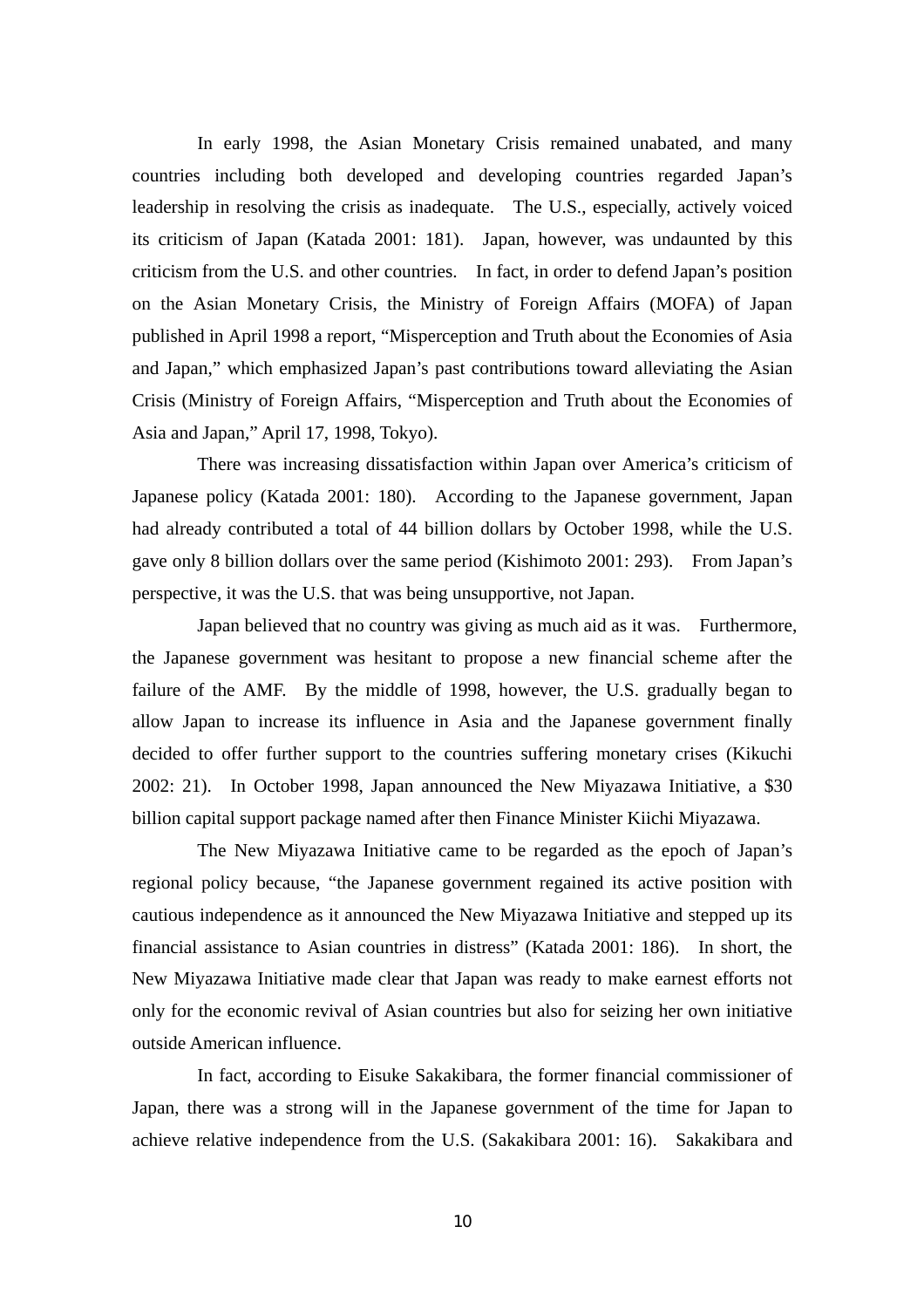In early 1998, the Asian Monetary Crisis remained unabated, and many countries including both developed and developing countries regarded Japan's leadership in resolving the crisis as inadequate. The U.S., especially, actively voiced its criticism of Japan (Katada 2001: 181). Japan, however, was undaunted by this criticism from the U.S. and other countries. In fact, in order to defend Japan's position on the Asian Monetary Crisis, the Ministry of Foreign Affairs (MOFA) of Japan published in April 1998 a report, "Misperception and Truth about the Economies of Asia and Japan," which emphasized Japan's past contributions toward alleviating the Asian Crisis (Ministry of Foreign Affairs, "Misperception and Truth about the Economies of Asia and Japan," April 17, 1998, Tokyo).

There was increasing dissatisfaction within Japan over America's criticism of Japanese policy (Katada 2001: 180). According to the Japanese government, Japan had already contributed a total of 44 billion dollars by October 1998, while the U.S. gave only 8 billion dollars over the same period (Kishimoto 2001: 293). From Japan's perspective, it was the U.S. that was being unsupportive, not Japan.

Japan believed that no country was giving as much aid as it was. Furthermore, the Japanese government was hesitant to propose a new financial scheme after the failure of the AMF. By the middle of 1998, however, the U.S. gradually began to allow Japan to increase its influence in Asia and the Japanese government finally decided to offer further support to the countries suffering monetary crises (Kikuchi 2002: 21). In October 1998, Japan announced the New Miyazawa Initiative, a $30 billion capital support package named after then Finance Minister Kiichi Miyazawa.

The New Miyazawa Initiative came to be regarded as the epoch of Japan's regional policy because, "the Japanese government regained its active position with cautious independence as it announced the New Miyazawa Initiative and stepped up its financial assistance to Asian countries in distress" (Katada 2001: 186). In short, the New Miyazawa Initiative made clear that Japan was ready to make earnest efforts not only for the economic revival of Asian countries but also for seizing her own initiative outside American influence.

In fact, according to Eisuke Sakakibara, the former financial commissioner of Japan, there was a strong will in the Japanese government of the time for Japan to achieve relative independence from the U.S. (Sakakibara 2001: 16). Sakakibara and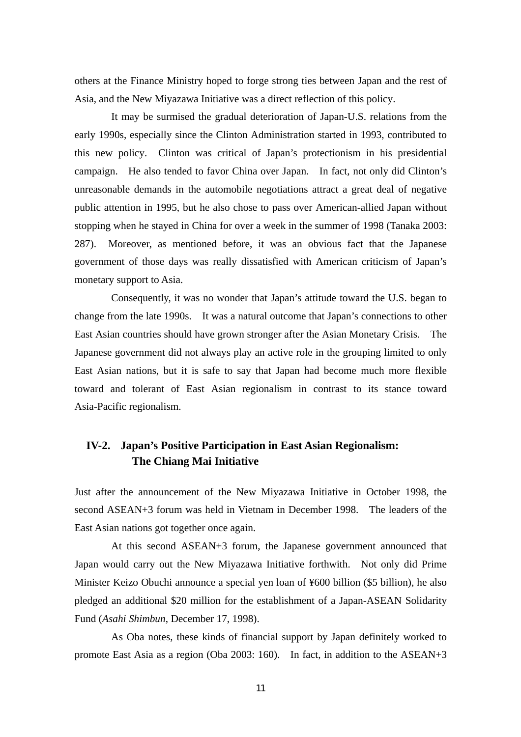others at the Finance Ministry hoped to forge strong ties between Japan and the rest of Asia, and the New Miyazawa Initiative was a direct reflection of this policy.

It may be surmised the gradual deterioration of Japan-U.S. relations from the early 1990s, especially since the Clinton Administration started in 1993, contributed to this new policy. Clinton was critical of Japan's protectionism in his presidential campaign. He also tended to favor China over Japan. In fact, not only did Clinton's unreasonable demands in the automobile negotiations attract a great deal of negative public attention in 1995, but he also chose to pass over American-allied Japan without stopping when he stayed in China for over a week in the summer of 1998 (Tanaka 2003: 287). Moreover, as mentioned before, it was an obvious fact that the Japanese government of those days was really dissatisfied with American criticism of Japan's monetary support to Asia.

Consequently, it was no wonder that Japan's attitude toward the U.S. began to change from the late 1990s. It was a natural outcome that Japan's connections to other East Asian countries should have grown stronger after the Asian Monetary Crisis. The Japanese government did not always play an active role in the grouping limited to only East Asian nations, but it is safe to say that Japan had become much more flexible toward and tolerant of East Asian regionalism in contrast to its stance toward Asia-Pacific regionalism.

## IV-2. Japan's Positive Participation in East Asian Regionalism: The Chiang Mai Initiative

Just after the announcement of the New Miyazawa Initiative in October 1998, the second ASEAN+3 forum was held in Vietnam in December 1998. The leaders of the East Asian nations got together once again.

At this second ASEAN+3 forum, the Japanese government announced that Japan would carry out the New Miyazawa Initiative forthwith. Not only did Prime Minister Keizo Obuchi announce a special yen loan of ¥600 billion ($5 billion), he also pledged an additional $20 million for the establishment of a Japan-ASEAN Solidarity Fund (*Asahi Shimbun*, December 17, 1998).

As Oba notes, these kinds of financial support by Japan definitely worked to promote East Asia as a region (Oba 2003: 160). In fact, in addition to the ASEAN+3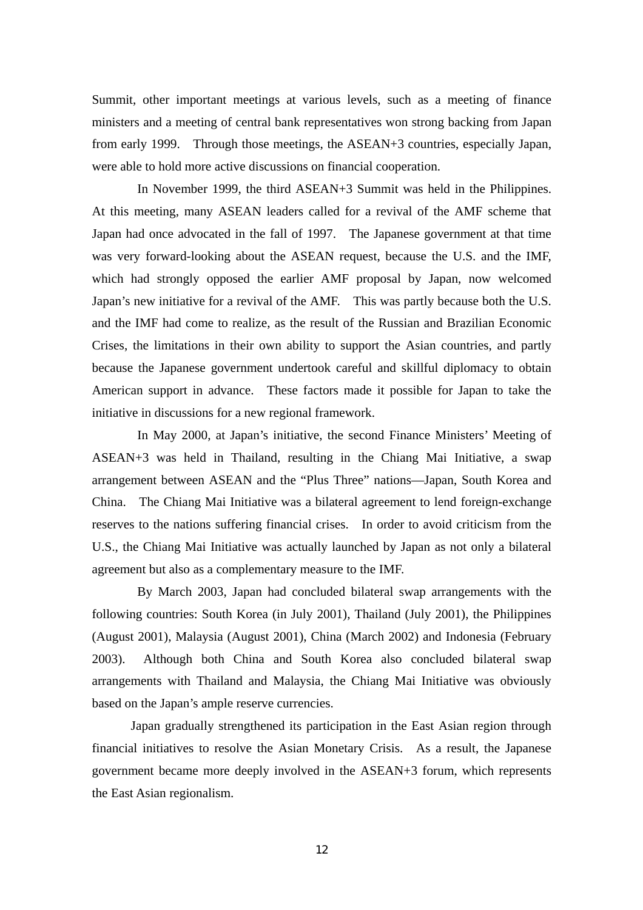Summit, other important meetings at various levels, such as a meeting of finance ministers and a meeting of central bank representatives won strong backing from Japan from early 1999. Through those meetings, the ASEAN+3 countries, especially Japan, were able to hold more active discussions on financial cooperation.

In November 1999, the third ASEAN+3 Summit was held in the Philippines. At this meeting, many ASEAN leaders called for a revival of the AMF scheme that Japan had once advocated in the fall of 1997. The Japanese government at that time was very forward-looking about the ASEAN request, because the U.S. and the IMF, which had strongly opposed the earlier AMF proposal by Japan, now welcomed Japan's new initiative for a revival of the AMF. This was partly because both the U.S. and the IMF had come to realize, as the result of the Russian and Brazilian Economic Crises, the limitations in their own ability to support the Asian countries, and partly because the Japanese government undertook careful and skillful diplomacy to obtain American support in advance. These factors made it possible for Japan to take the initiative in discussions for a new regional framework.

In May 2000, at Japan's initiative, the second Finance Ministers' Meeting of ASEAN+3 was held in Thailand, resulting in the Chiang Mai Initiative, a swap arrangement between ASEAN and the "Plus Three" nations—Japan, South Korea and China. The Chiang Mai Initiative was a bilateral agreement to lend foreign-exchange reserves to the nations suffering financial crises. In order to avoid criticism from the U.S., the Chiang Mai Initiative was actually launched by Japan as not only a bilateral agreement but also as a complementary measure to the IMF.

By March 2003, Japan had concluded bilateral swap arrangements with the following countries: South Korea (in July 2001), Thailand (July 2001), the Philippines (August 2001), Malaysia (August 2001), China (March 2002) and Indonesia (February 2003). Although both China and South Korea also concluded bilateral swap arrangements with Thailand and Malaysia, the Chiang Mai Initiative was obviously based on the Japan's ample reserve currencies.

Japan gradually strengthened its participation in the East Asian region through financial initiatives to resolve the Asian Monetary Crisis. As a result, the Japanese government became more deeply involved in the ASEAN+3 forum, which represents the East Asian regionalism.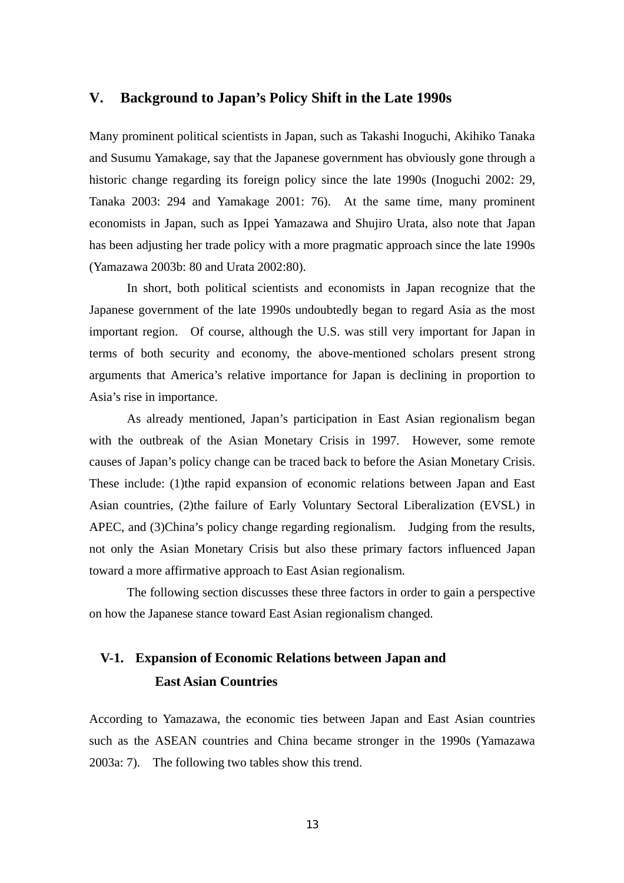## V. Background to Japan's Policy Shift in the Late 1990s

Many prominent political scientists in Japan, such as Takashi Inoguchi, Akihiko Tanaka and Susumu Yamakage, say that the Japanese government has obviously gone through a historic change regarding its foreign policy since the late 1990s (Inoguchi 2002: 29, Tanaka 2003: 294 and Yamakage 2001: 76). At the same time, many prominent economists in Japan, such as Ippei Yamazawa and Shujiro Urata, also note that Japan has been adjusting her trade policy with a more pragmatic approach since the late 1990s (Yamazawa 2003b: 80 and Urata 2002:80).

In short, both political scientists and economists in Japan recognize that the Japanese government of the late 1990s undoubtedly began to regard Asia as the most important region. Of course, although the U.S. was still very important for Japan in terms of both security and economy, the above-mentioned scholars present strong arguments that America's relative importance for Japan is declining in proportion to Asia's rise in importance.

As already mentioned, Japan's participation in East Asian regionalism began with the outbreak of the Asian Monetary Crisis in 1997. However, some remote causes of Japan's policy change can be traced back to before the Asian Monetary Crisis. These include: (1)the rapid expansion of economic relations between Japan and East Asian countries, (2)the failure of Early Voluntary Sectoral Liberalization (EVSL) in APEC, and (3)China's policy change regarding regionalism. Judging from the results, not only the Asian Monetary Crisis but also these primary factors influenced Japan toward a more affirmative approach to East Asian regionalism.

The following section discusses these three factors in order to gain a perspective on how the Japanese stance toward East Asian regionalism changed.

### V-1. Expansion of Economic Relations between Japan and East Asian Countries

According to Yamazawa, the economic ties between Japan and East Asian countries such as the ASEAN countries and China became stronger in the 1990s (Yamazawa 2003a: 7). The following two tables show this trend.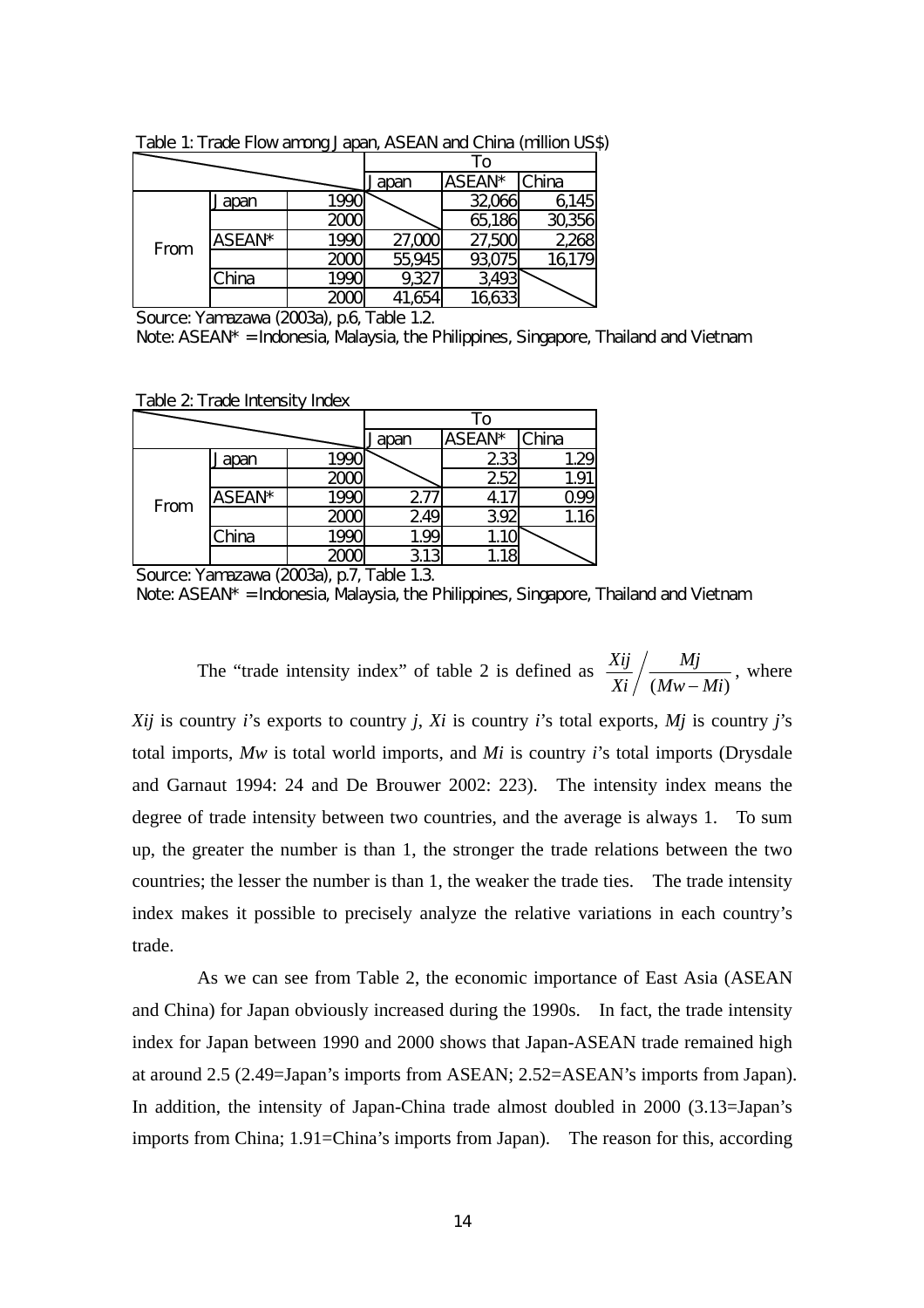Table 1: Trade Flow among Japan, ASEAN and China (million US$)

| | | | To | | |
|---|---|---|---|---|---|
| | | | Japan | ASEAN* | China |
| From | Japan | 1990 | | 32,066 | 6,145 |
| | | 2000 | | 65,186 | 30,356 |
| | ASEAN* | 1990 | 27,000 | 27,500 | 2,268 |
| | | 2000 | 55,945 | 93,075 | 16,179 |
| | China | 1990 | 9,327 | 3,493 | |
| | | 2000 | 41,654 | 16,633 | |

Source: Yamazawa (2003a), p.6, Table 1.2.
Note: ASEAN* = Indonesia, Malaysia, the Philippines, Singapore, Thailand and Vietnam

Table 2: Trade Intensity Index

| | | | To | | |
|---|---|---|---|---|---|
| | | | Japan | ASEAN* | China |
| From | Japan | 1990 | | 2.33 | 1.29 |
| | | 2000 | | 2.52 | 1.91 |
| | ASEAN* | 1990 | 2.77 | 4.17 | 0.99 |
| | | 2000 | 2.49 | 3.92 | 1.16 |
| | China | 1990 | 1.99 | 1.10 | |
| | | 2000 | 3.13 | 1.18 | |

Source: Yamazawa (2003a), p.7, Table 1.3.
Note: ASEAN* = Indonesia, Malaysia, the Philippines, Singapore, Thailand and Vietnam

The "trade intensity index" of table 2 is defined as $\frac{Xij}{Xi} \Big/ \frac{Mj}{(Mw - Mi)}$, where $Xij$ is country $i$'s exports to country $j$, $Xi$ is country $i$'s total exports, $Mj$ is country $j$'s total imports, $Mw$ is total world imports, and $Mi$ is country $i$'s total imports (Drysdale and Garnaut 1994: 24 and De Brouwer 2002: 223). The intensity index means the degree of trade intensity between two countries, and the average is always 1. To sum up, the greater the number is than 1, the stronger the trade relations between the two countries; the lesser the number is than 1, the weaker the trade ties. The trade intensity index makes it possible to precisely analyze the relative variations in each country's trade.

As we can see from Table 2, the economic importance of East Asia (ASEAN and China) for Japan obviously increased during the 1990s. In fact, the trade intensity index for Japan between 1990 and 2000 shows that Japan-ASEAN trade remained high at around 2.5 (2.49=Japan's imports from ASEAN; 2.52=ASEAN's imports from Japan). In addition, the intensity of Japan-China trade almost doubled in 2000 (3.13=Japan's imports from China; 1.91=China's imports from Japan). The reason for this, according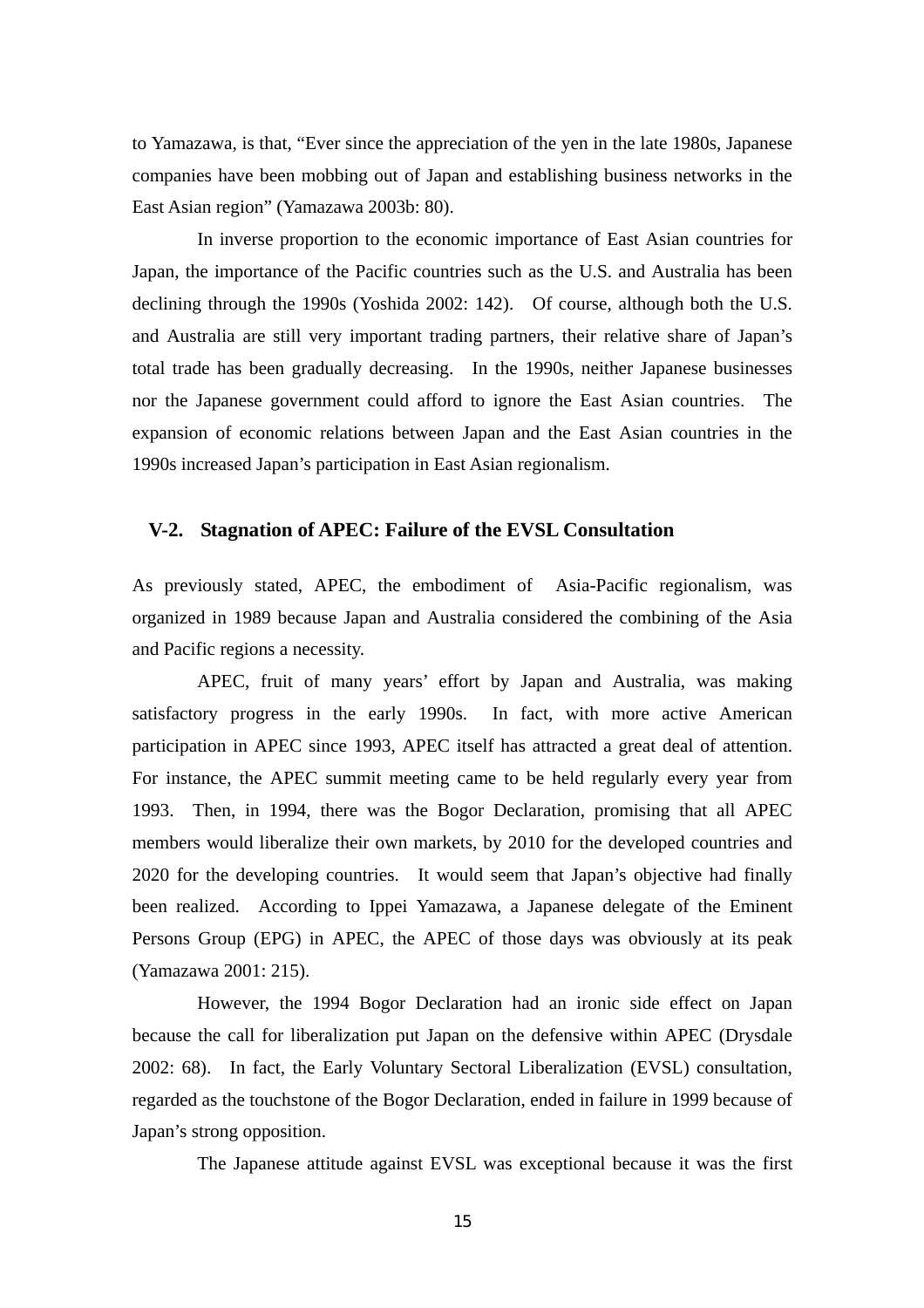to Yamazawa, is that, "Ever since the appreciation of the yen in the late 1980s, Japanese companies have been mobbing out of Japan and establishing business networks in the East Asian region" (Yamazawa 2003b: 80).

In inverse proportion to the economic importance of East Asian countries for Japan, the importance of the Pacific countries such as the U.S. and Australia has been declining through the 1990s (Yoshida 2002: 142). Of course, although both the U.S. and Australia are still very important trading partners, their relative share of Japan's total trade has been gradually decreasing. In the 1990s, neither Japanese businesses nor the Japanese government could afford to ignore the East Asian countries. The expansion of economic relations between Japan and the East Asian countries in the 1990s increased Japan's participation in East Asian regionalism.

### V-2. Stagnation of APEC: Failure of the EVSL Consultation

As previously stated, APEC, the embodiment of Asia-Pacific regionalism, was organized in 1989 because Japan and Australia considered the combining of the Asia and Pacific regions a necessity.

APEC, fruit of many years' effort by Japan and Australia, was making satisfactory progress in the early 1990s. In fact, with more active American participation in APEC since 1993, APEC itself has attracted a great deal of attention. For instance, the APEC summit meeting came to be held regularly every year from 1993. Then, in 1994, there was the Bogor Declaration, promising that all APEC members would liberalize their own markets, by 2010 for the developed countries and 2020 for the developing countries. It would seem that Japan's objective had finally been realized. According to Ippei Yamazawa, a Japanese delegate of the Eminent Persons Group (EPG) in APEC, the APEC of those days was obviously at its peak (Yamazawa 2001: 215).

However, the 1994 Bogor Declaration had an ironic side effect on Japan because the call for liberalization put Japan on the defensive within APEC (Drysdale 2002: 68). In fact, the Early Voluntary Sectoral Liberalization (EVSL) consultation, regarded as the touchstone of the Bogor Declaration, ended in failure in 1999 because of Japan's strong opposition.

The Japanese attitude against EVSL was exceptional because it was the first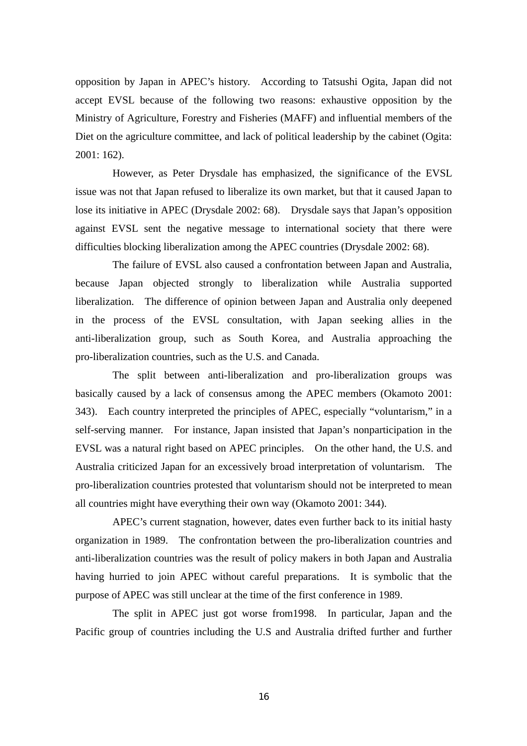opposition by Japan in APEC's history. According to Tatsushi Ogita, Japan did not accept EVSL because of the following two reasons: exhaustive opposition by the Ministry of Agriculture, Forestry and Fisheries (MAFF) and influential members of the Diet on the agriculture committee, and lack of political leadership by the cabinet (Ogita: 2001: 162).

However, as Peter Drysdale has emphasized, the significance of the EVSL issue was not that Japan refused to liberalize its own market, but that it caused Japan to lose its initiative in APEC (Drysdale 2002: 68). Drysdale says that Japan's opposition against EVSL sent the negative message to international society that there were difficulties blocking liberalization among the APEC countries (Drysdale 2002: 68).

The failure of EVSL also caused a confrontation between Japan and Australia, because Japan objected strongly to liberalization while Australia supported liberalization. The difference of opinion between Japan and Australia only deepened in the process of the EVSL consultation, with Japan seeking allies in the anti-liberalization group, such as South Korea, and Australia approaching the pro-liberalization countries, such as the U.S. and Canada.

The split between anti-liberalization and pro-liberalization groups was basically caused by a lack of consensus among the APEC members (Okamoto 2001: 343). Each country interpreted the principles of APEC, especially "voluntarism," in a self-serving manner. For instance, Japan insisted that Japan's nonparticipation in the EVSL was a natural right based on APEC principles. On the other hand, the U.S. and Australia criticized Japan for an excessively broad interpretation of voluntarism. The pro-liberalization countries protested that voluntarism should not be interpreted to mean all countries might have everything their own way (Okamoto 2001: 344).

APEC's current stagnation, however, dates even further back to its initial hasty organization in 1989. The confrontation between the pro-liberalization countries and anti-liberalization countries was the result of policy makers in both Japan and Australia having hurried to join APEC without careful preparations. It is symbolic that the purpose of APEC was still unclear at the time of the first conference in 1989.

The split in APEC just got worse from1998. In particular, Japan and the Pacific group of countries including the U.S and Australia drifted further and further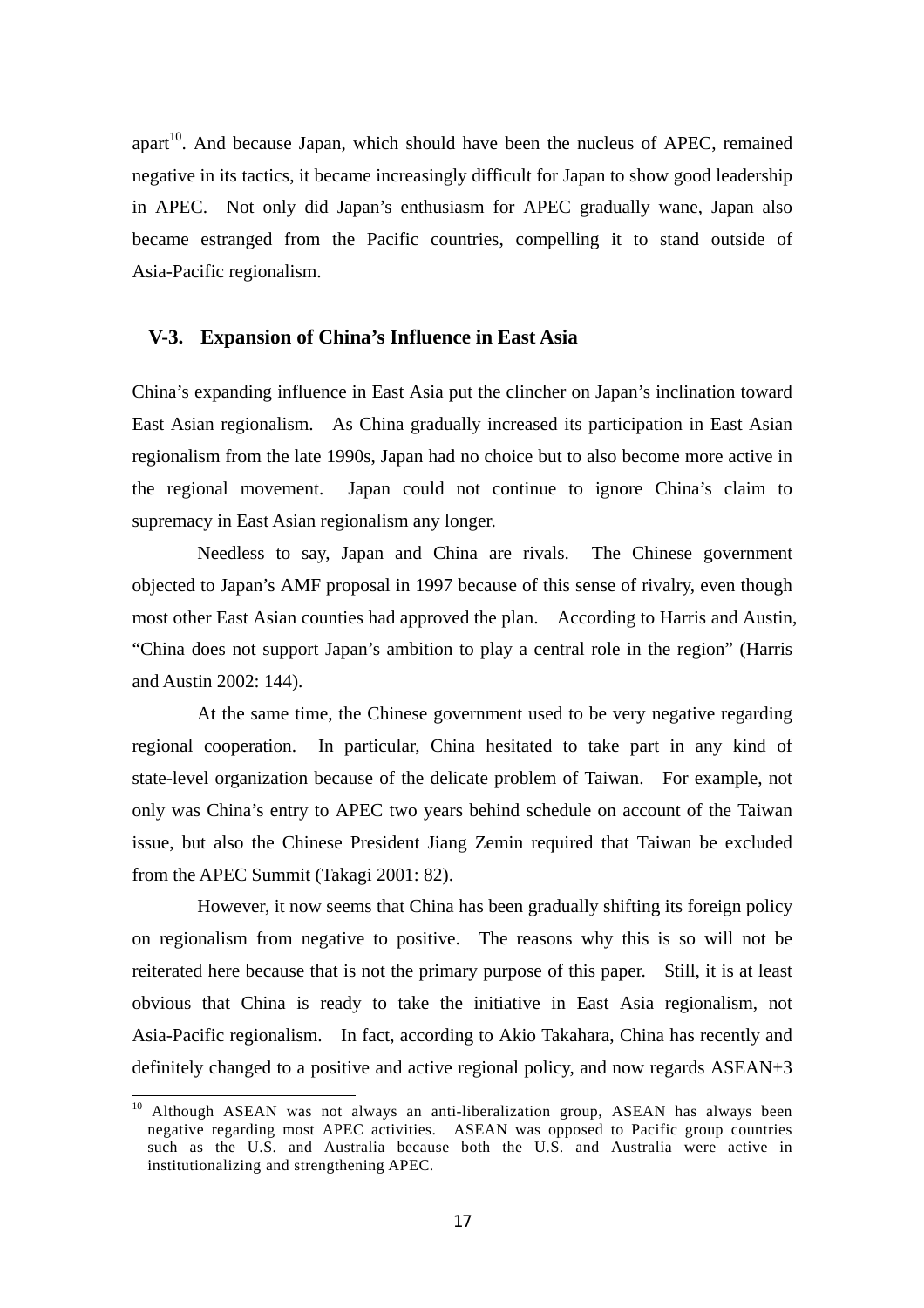apart[10]. And because Japan, which should have been the nucleus of APEC, remained negative in its tactics, it became increasingly difficult for Japan to show good leadership in APEC. Not only did Japan's enthusiasm for APEC gradually wane, Japan also became estranged from the Pacific countries, compelling it to stand outside of Asia-Pacific regionalism.

### V-3. Expansion of China's Influence in East Asia

China's expanding influence in East Asia put the clincher on Japan's inclination toward East Asian regionalism. As China gradually increased its participation in East Asian regionalism from the late 1990s, Japan had no choice but to also become more active in the regional movement. Japan could not continue to ignore China's claim to supremacy in East Asian regionalism any longer.

Needless to say, Japan and China are rivals. The Chinese government objected to Japan's AMF proposal in 1997 because of this sense of rivalry, even though most other East Asian counties had approved the plan. According to Harris and Austin, "China does not support Japan's ambition to play a central role in the region" (Harris and Austin 2002: 144).

At the same time, the Chinese government used to be very negative regarding regional cooperation. In particular, China hesitated to take part in any kind of state-level organization because of the delicate problem of Taiwan. For example, not only was China's entry to APEC two years behind schedule on account of the Taiwan issue, but also the Chinese President Jiang Zemin required that Taiwan be excluded from the APEC Summit (Takagi 2001: 82).

However, it now seems that China has been gradually shifting its foreign policy on regionalism from negative to positive. The reasons why this is so will not be reiterated here because that is not the primary purpose of this paper. Still, it is at least obvious that China is ready to take the initiative in East Asia regionalism, not Asia-Pacific regionalism. In fact, according to Akio Takahara, China has recently and definitely changed to a positive and active regional policy, and now regards ASEAN+3

---

[10] Although ASEAN was not always an anti-liberalization group, ASEAN has always been negative regarding most APEC activities. ASEAN was opposed to Pacific group countries such as the U.S. and Australia because both the U.S. and Australia were active in institutionalizing and strengthening APEC.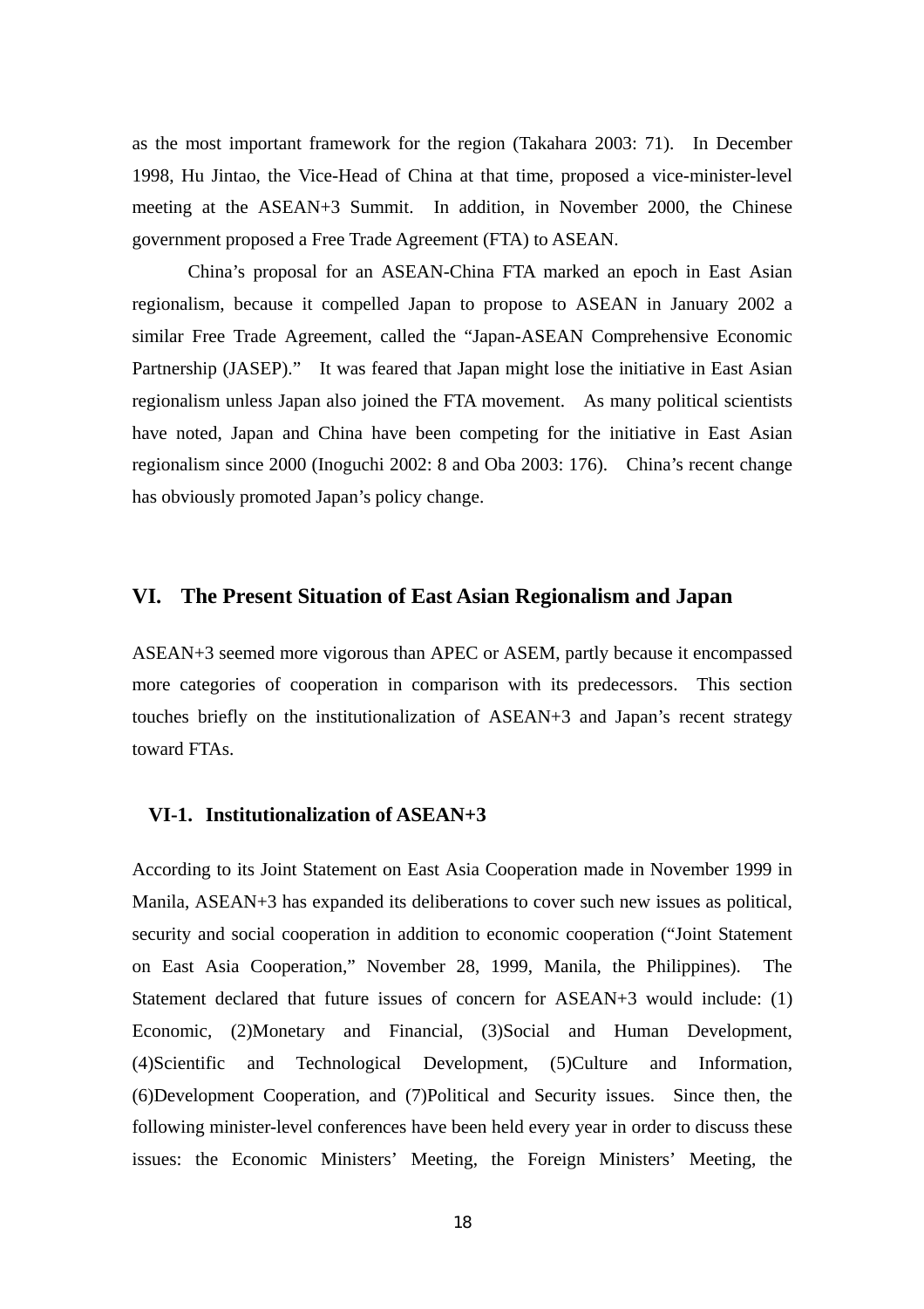as the most important framework for the region (Takahara 2003: 71). In December 1998, Hu Jintao, the Vice-Head of China at that time, proposed a vice-minister-level meeting at the ASEAN+3 Summit. In addition, in November 2000, the Chinese government proposed a Free Trade Agreement (FTA) to ASEAN.

China's proposal for an ASEAN-China FTA marked an epoch in East Asian regionalism, because it compelled Japan to propose to ASEAN in January 2002 a similar Free Trade Agreement, called the "Japan-ASEAN Comprehensive Economic Partnership (JASEP)." It was feared that Japan might lose the initiative in East Asian regionalism unless Japan also joined the FTA movement. As many political scientists have noted, Japan and China have been competing for the initiative in East Asian regionalism since 2000 (Inoguchi 2002: 8 and Oba 2003: 176). China's recent change has obviously promoted Japan's policy change.

## VI. The Present Situation of East Asian Regionalism and Japan

ASEAN+3 seemed more vigorous than APEC or ASEM, partly because it encompassed more categories of cooperation in comparison with its predecessors. This section touches briefly on the institutionalization of ASEAN+3 and Japan's recent strategy toward FTAs.

### VI-1. Institutionalization of ASEAN+3

According to its Joint Statement on East Asia Cooperation made in November 1999 in Manila, ASEAN+3 has expanded its deliberations to cover such new issues as political, security and social cooperation in addition to economic cooperation ("Joint Statement on East Asia Cooperation," November 28, 1999, Manila, the Philippines). The Statement declared that future issues of concern for ASEAN+3 would include: (1) Economic, (2)Monetary and Financial, (3)Social and Human Development, (4)Scientific and Technological Development, (5)Culture and Information, (6)Development Cooperation, and (7)Political and Security issues. Since then, the following minister-level conferences have been held every year in order to discuss these issues: the Economic Ministers' Meeting, the Foreign Ministers' Meeting, the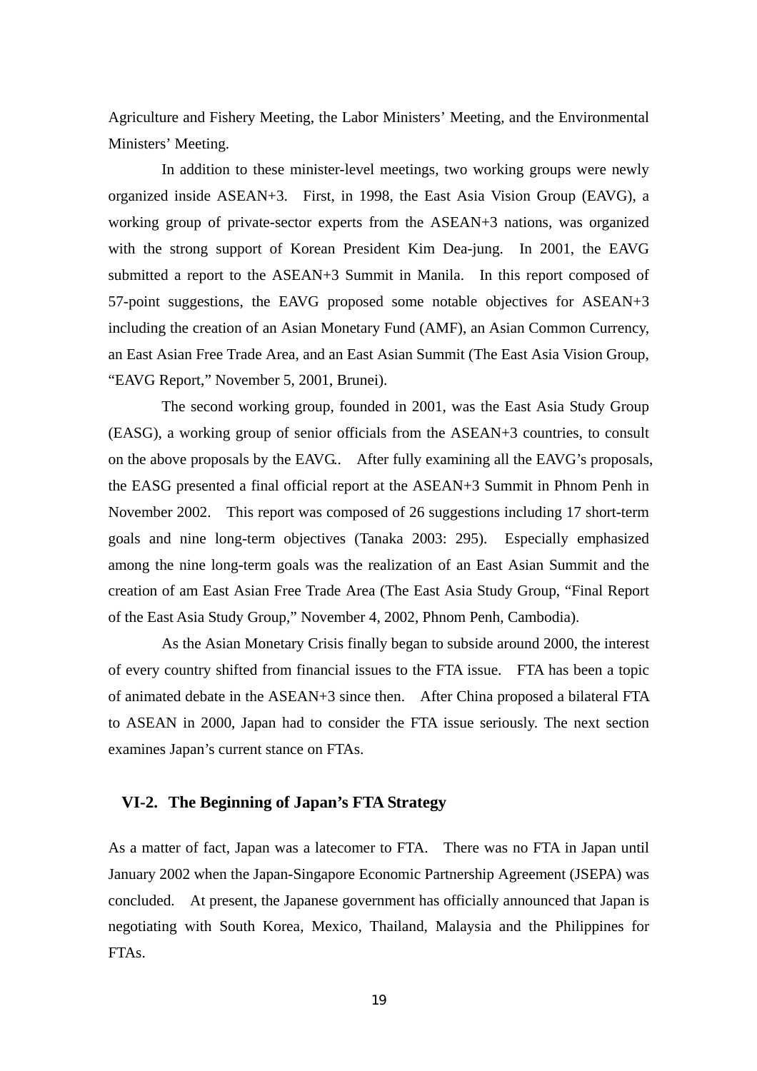Agriculture and Fishery Meeting, the Labor Ministers' Meeting, and the Environmental Ministers' Meeting.

In addition to these minister-level meetings, two working groups were newly organized inside ASEAN+3. First, in 1998, the East Asia Vision Group (EAVG), a working group of private-sector experts from the ASEAN+3 nations, was organized with the strong support of Korean President Kim Dea-jung. In 2001, the EAVG submitted a report to the ASEAN+3 Summit in Manila. In this report composed of 57-point suggestions, the EAVG proposed some notable objectives for ASEAN+3 including the creation of an Asian Monetary Fund (AMF), an Asian Common Currency, an East Asian Free Trade Area, and an East Asian Summit (The East Asia Vision Group, "EAVG Report," November 5, 2001, Brunei).

The second working group, founded in 2001, was the East Asia Study Group (EASG), a working group of senior officials from the ASEAN+3 countries, to consult on the above proposals by the EAVG.. After fully examining all the EAVG's proposals, the EASG presented a final official report at the ASEAN+3 Summit in Phnom Penh in November 2002. This report was composed of 26 suggestions including 17 short-term goals and nine long-term objectives (Tanaka 2003: 295). Especially emphasized among the nine long-term goals was the realization of an East Asian Summit and the creation of am East Asian Free Trade Area (The East Asia Study Group, "Final Report of the East Asia Study Group," November 4, 2002, Phnom Penh, Cambodia).

As the Asian Monetary Crisis finally began to subside around 2000, the interest of every country shifted from financial issues to the FTA issue. FTA has been a topic of animated debate in the ASEAN+3 since then. After China proposed a bilateral FTA to ASEAN in 2000, Japan had to consider the FTA issue seriously. The next section examines Japan's current stance on FTAs.

## VI-2. The Beginning of Japan's FTA Strategy

As a matter of fact, Japan was a latecomer to FTA. There was no FTA in Japan until January 2002 when the Japan-Singapore Economic Partnership Agreement (JSEPA) was concluded. At present, the Japanese government has officially announced that Japan is negotiating with South Korea, Mexico, Thailand, Malaysia and the Philippines for FTAs.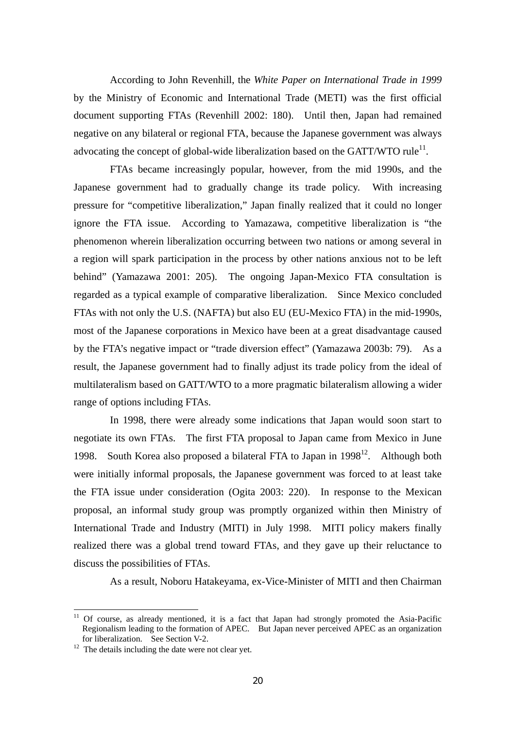According to John Revenhill, the *White Paper on International Trade in 1999* by the Ministry of Economic and International Trade (METI) was the first official document supporting FTAs (Revenhill 2002: 180). Until then, Japan had remained negative on any bilateral or regional FTA, because the Japanese government was always advocating the concept of global-wide liberalization based on the GATT/WTO rule[11].

FTAs became increasingly popular, however, from the mid 1990s, and the Japanese government had to gradually change its trade policy. With increasing pressure for "competitive liberalization," Japan finally realized that it could no longer ignore the FTA issue. According to Yamazawa, competitive liberalization is "the phenomenon wherein liberalization occurring between two nations or among several in a region will spark participation in the process by other nations anxious not to be left behind" (Yamazawa 2001: 205). The ongoing Japan-Mexico FTA consultation is regarded as a typical example of comparative liberalization. Since Mexico concluded FTAs with not only the U.S. (NAFTA) but also EU (EU-Mexico FTA) in the mid-1990s, most of the Japanese corporations in Mexico have been at a great disadvantage caused by the FTA's negative impact or "trade diversion effect" (Yamazawa 2003b: 79). As a result, the Japanese government had to finally adjust its trade policy from the ideal of multilateralism based on GATT/WTO to a more pragmatic bilateralism allowing a wider range of options including FTAs.

In 1998, there were already some indications that Japan would soon start to negotiate its own FTAs. The first FTA proposal to Japan came from Mexico in June 1998. South Korea also proposed a bilateral FTA to Japan in 1998[12]. Although both were initially informal proposals, the Japanese government was forced to at least take the FTA issue under consideration (Ogita 2003: 220). In response to the Mexican proposal, an informal study group was promptly organized within then Ministry of International Trade and Industry (MITI) in July 1998. MITI policy makers finally realized there was a global trend toward FTAs, and they gave up their reluctance to discuss the possibilities of FTAs.

As a result, Noboru Hatakeyama, ex-Vice-Minister of MITI and then Chairman

---

[11] Of course, as already mentioned, it is a fact that Japan had strongly promoted the Asia-Pacific Regionalism leading to the formation of APEC. But Japan never perceived APEC as an organization for liberalization. See Section V-2.

[12] The details including the date were not clear yet.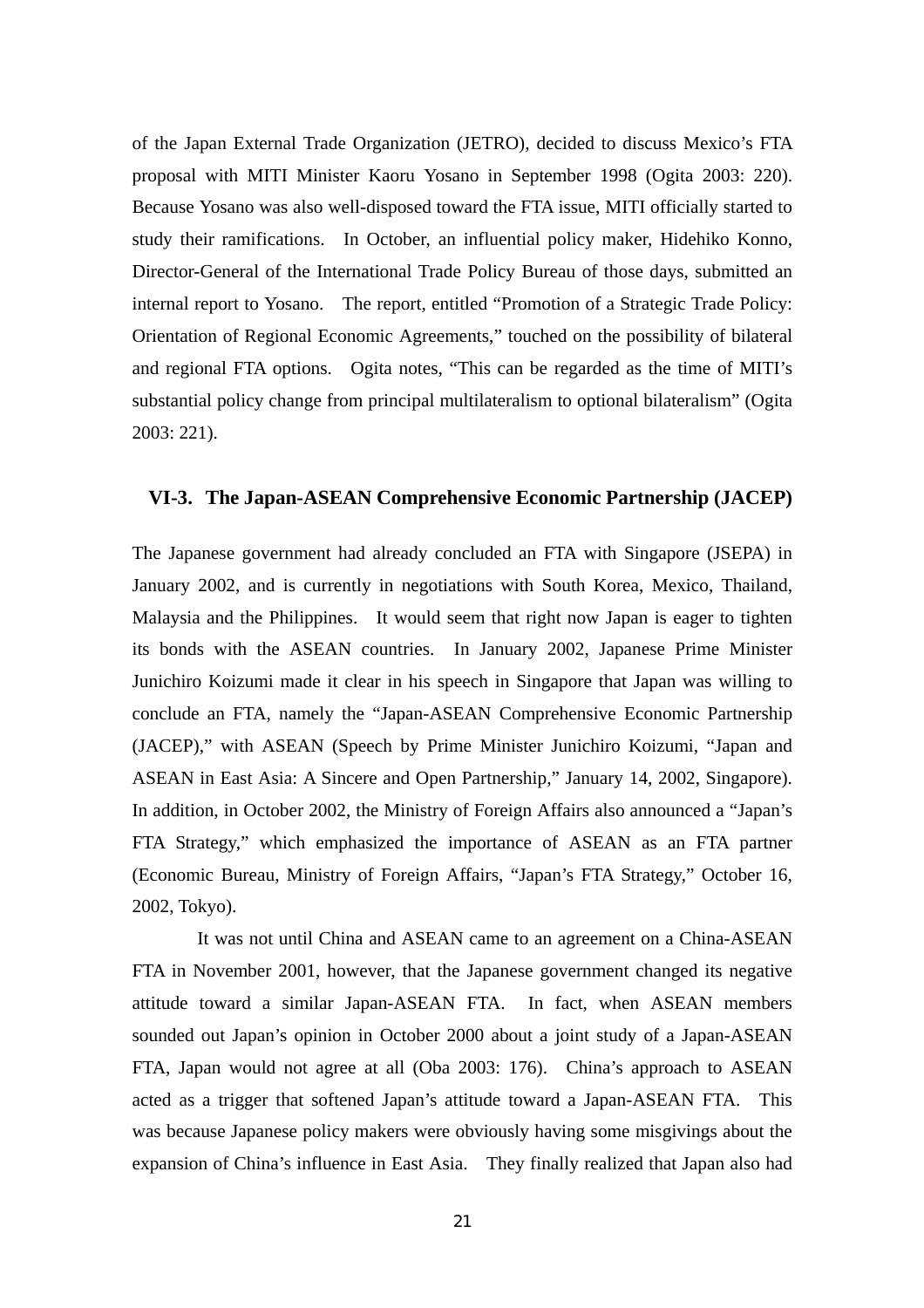of the Japan External Trade Organization (JETRO), decided to discuss Mexico's FTA proposal with MITI Minister Kaoru Yosano in September 1998 (Ogita 2003: 220). Because Yosano was also well-disposed toward the FTA issue, MITI officially started to study their ramifications. In October, an influential policy maker, Hidehiko Konno, Director-General of the International Trade Policy Bureau of those days, submitted an internal report to Yosano. The report, entitled "Promotion of a Strategic Trade Policy: Orientation of Regional Economic Agreements," touched on the possibility of bilateral and regional FTA options. Ogita notes, "This can be regarded as the time of MITI's substantial policy change from principal multilateralism to optional bilateralism" (Ogita 2003: 221).

### VI-3. The Japan-ASEAN Comprehensive Economic Partnership (JACEP)

The Japanese government had already concluded an FTA with Singapore (JSEPA) in January 2002, and is currently in negotiations with South Korea, Mexico, Thailand, Malaysia and the Philippines. It would seem that right now Japan is eager to tighten its bonds with the ASEAN countries. In January 2002, Japanese Prime Minister Junichiro Koizumi made it clear in his speech in Singapore that Japan was willing to conclude an FTA, namely the "Japan-ASEAN Comprehensive Economic Partnership (JACEP)," with ASEAN (Speech by Prime Minister Junichiro Koizumi, "Japan and ASEAN in East Asia: A Sincere and Open Partnership," January 14, 2002, Singapore). In addition, in October 2002, the Ministry of Foreign Affairs also announced a "Japan's FTA Strategy," which emphasized the importance of ASEAN as an FTA partner (Economic Bureau, Ministry of Foreign Affairs, "Japan's FTA Strategy," October 16, 2002, Tokyo).

It was not until China and ASEAN came to an agreement on a China-ASEAN FTA in November 2001, however, that the Japanese government changed its negative attitude toward a similar Japan-ASEAN FTA. In fact, when ASEAN members sounded out Japan's opinion in October 2000 about a joint study of a Japan-ASEAN FTA, Japan would not agree at all (Oba 2003: 176). China's approach to ASEAN acted as a trigger that softened Japan's attitude toward a Japan-ASEAN FTA. This was because Japanese policy makers were obviously having some misgivings about the expansion of China's influence in East Asia. They finally realized that Japan also had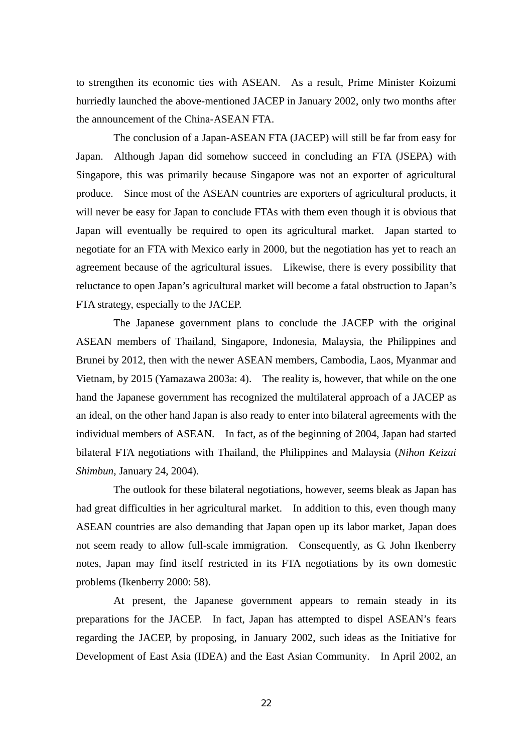to strengthen its economic ties with ASEAN. As a result, Prime Minister Koizumi hurriedly launched the above-mentioned JACEP in January 2002, only two months after the announcement of the China-ASEAN FTA.

The conclusion of a Japan-ASEAN FTA (JACEP) will still be far from easy for Japan. Although Japan did somehow succeed in concluding an FTA (JSEPA) with Singapore, this was primarily because Singapore was not an exporter of agricultural produce. Since most of the ASEAN countries are exporters of agricultural products, it will never be easy for Japan to conclude FTAs with them even though it is obvious that Japan will eventually be required to open its agricultural market. Japan started to negotiate for an FTA with Mexico early in 2000, but the negotiation has yet to reach an agreement because of the agricultural issues. Likewise, there is every possibility that reluctance to open Japan's agricultural market will become a fatal obstruction to Japan's FTA strategy, especially to the JACEP.

The Japanese government plans to conclude the JACEP with the original ASEAN members of Thailand, Singapore, Indonesia, Malaysia, the Philippines and Brunei by 2012, then with the newer ASEAN members, Cambodia, Laos, Myanmar and Vietnam, by 2015 (Yamazawa 2003a: 4). The reality is, however, that while on the one hand the Japanese government has recognized the multilateral approach of a JACEP as an ideal, on the other hand Japan is also ready to enter into bilateral agreements with the individual members of ASEAN. In fact, as of the beginning of 2004, Japan had started bilateral FTA negotiations with Thailand, the Philippines and Malaysia (*Nihon Keizai Shimbun*, January 24, 2004).

The outlook for these bilateral negotiations, however, seems bleak as Japan has had great difficulties in her agricultural market. In addition to this, even though many ASEAN countries are also demanding that Japan open up its labor market, Japan does not seem ready to allow full-scale immigration. Consequently, as G. John Ikenberry notes, Japan may find itself restricted in its FTA negotiations by its own domestic problems (Ikenberry 2000: 58).

At present, the Japanese government appears to remain steady in its preparations for the JACEP. In fact, Japan has attempted to dispel ASEAN's fears regarding the JACEP, by proposing, in January 2002, such ideas as the Initiative for Development of East Asia (IDEA) and the East Asian Community. In April 2002, an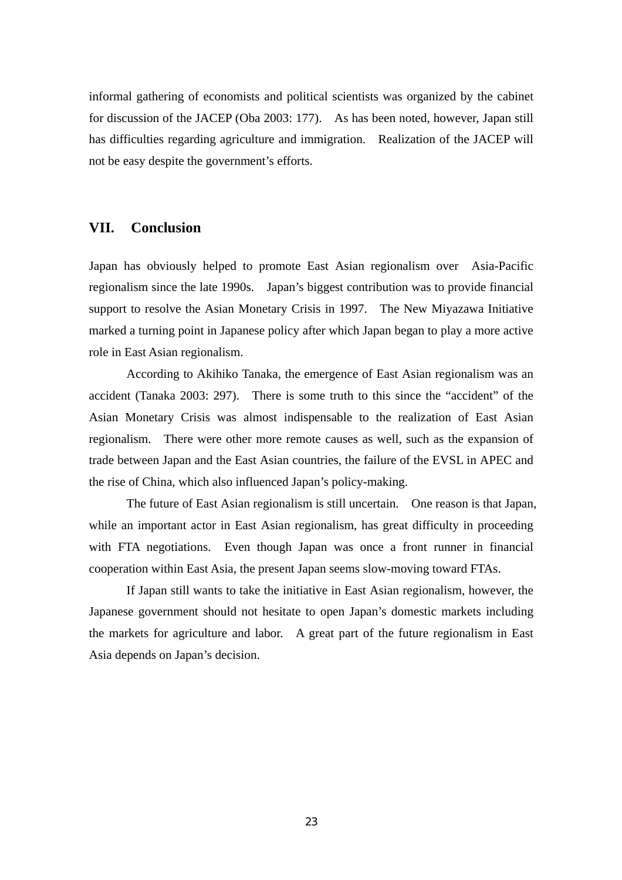informal gathering of economists and political scientists was organized by the cabinet for discussion of the JACEP (Oba 2003: 177). As has been noted, however, Japan still has difficulties regarding agriculture and immigration. Realization of the JACEP will not be easy despite the government's efforts.

## VII. Conclusion

Japan has obviously helped to promote East Asian regionalism over Asia-Pacific regionalism since the late 1990s. Japan's biggest contribution was to provide financial support to resolve the Asian Monetary Crisis in 1997. The New Miyazawa Initiative marked a turning point in Japanese policy after which Japan began to play a more active role in East Asian regionalism.

According to Akihiko Tanaka, the emergence of East Asian regionalism was an accident (Tanaka 2003: 297). There is some truth to this since the "accident" of the Asian Monetary Crisis was almost indispensable to the realization of East Asian regionalism. There were other more remote causes as well, such as the expansion of trade between Japan and the East Asian countries, the failure of the EVSL in APEC and the rise of China, which also influenced Japan's policy-making.

The future of East Asian regionalism is still uncertain. One reason is that Japan, while an important actor in East Asian regionalism, has great difficulty in proceeding with FTA negotiations. Even though Japan was once a front runner in financial cooperation within East Asia, the present Japan seems slow-moving toward FTAs.

If Japan still wants to take the initiative in East Asian regionalism, however, the Japanese government should not hesitate to open Japan's domestic markets including the markets for agriculture and labor. A great part of the future regionalism in East Asia depends on Japan's decision.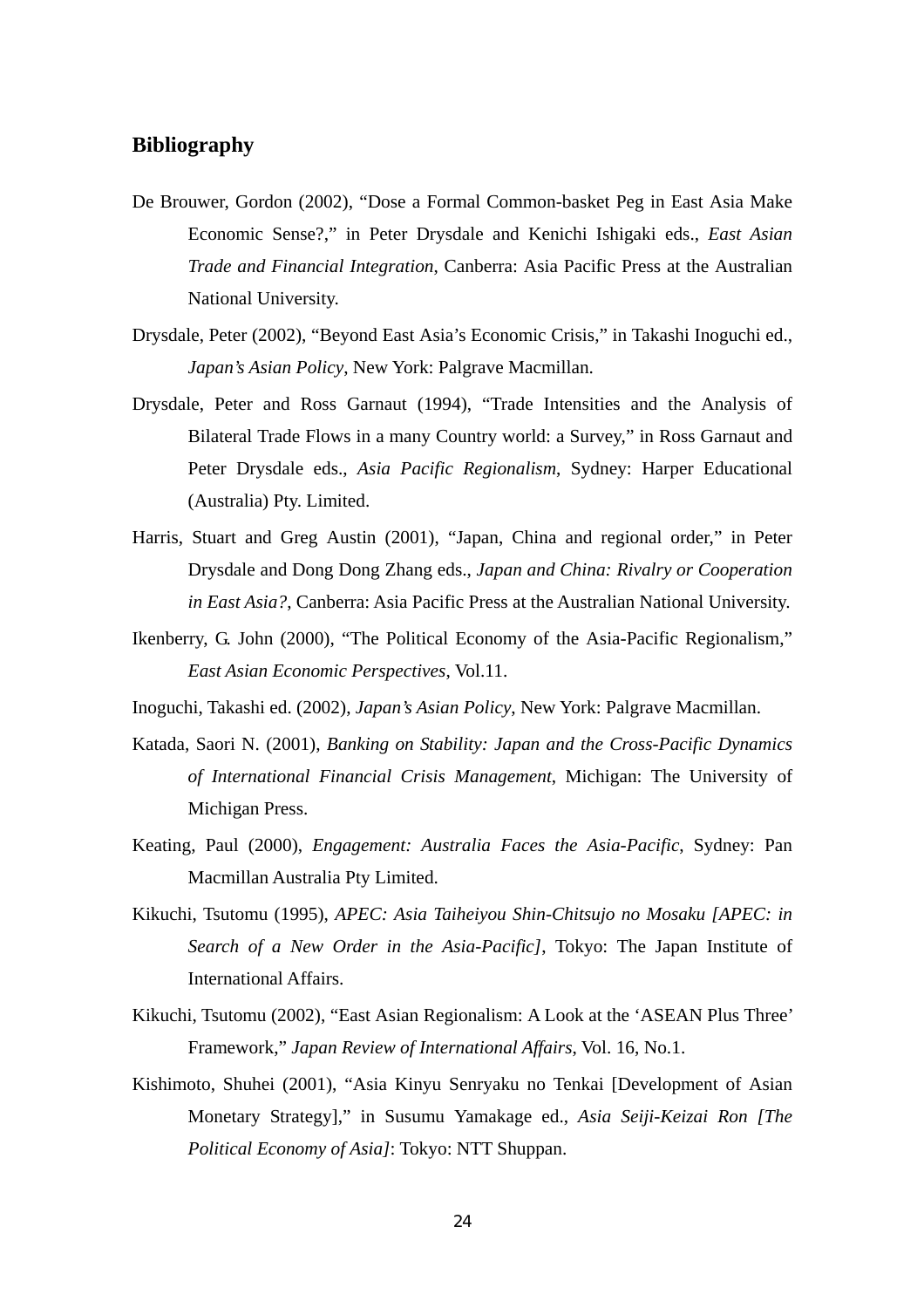## Bibliography

De Brouwer, Gordon (2002), “Dose a Formal Common-basket Peg in East Asia Make Economic Sense?,” in Peter Drysdale and Kenichi Ishigaki eds., *East Asian Trade and Financial Integration*, Canberra: Asia Pacific Press at the Australian National University.

Drysdale, Peter (2002), “Beyond East Asia’s Economic Crisis,” in Takashi Inoguchi ed., *Japan’s Asian Policy*, New York: Palgrave Macmillan.

Drysdale, Peter and Ross Garnaut (1994), “Trade Intensities and the Analysis of Bilateral Trade Flows in a many Country world: a Survey,” in Ross Garnaut and Peter Drysdale eds., *Asia Pacific Regionalism*, Sydney: Harper Educational (Australia) Pty. Limited.

Harris, Stuart and Greg Austin (2001), “Japan, China and regional order,” in Peter Drysdale and Dong Dong Zhang eds., *Japan and China: Rivalry or Cooperation in East Asia?*, Canberra: Asia Pacific Press at the Australian National University.

Ikenberry, G. John (2000), “The Political Economy of the Asia-Pacific Regionalism,” *East Asian Economic Perspectives*, Vol.11.

Inoguchi, Takashi ed. (2002), *Japan’s Asian Policy*, New York: Palgrave Macmillan.

Katada, Saori N. (2001), *Banking on Stability: Japan and the Cross-Pacific Dynamics of International Financial Crisis Management*, Michigan: The University of Michigan Press.

Keating, Paul (2000), *Engagement: Australia Faces the Asia-Pacific*, Sydney: Pan Macmillan Australia Pty Limited.

Kikuchi, Tsutomu (1995), *APEC: Asia Taiheiyou Shin-Chitsujo no Mosaku [APEC: in Search of a New Order in the Asia-Pacific]*, Tokyo: The Japan Institute of International Affairs.

Kikuchi, Tsutomu (2002), “East Asian Regionalism: A Look at the ‘ASEAN Plus Three’ Framework,” *Japan Review of International Affairs*, Vol. 16, No.1.

Kishimoto, Shuhei (2001), “Asia Kinyu Senryaku no Tenkai [Development of Asian Monetary Strategy],” in Susumu Yamakage ed., *Asia Seiji-Keizai Ron [The Political Economy of Asia]*: Tokyo: NTT Shuppan.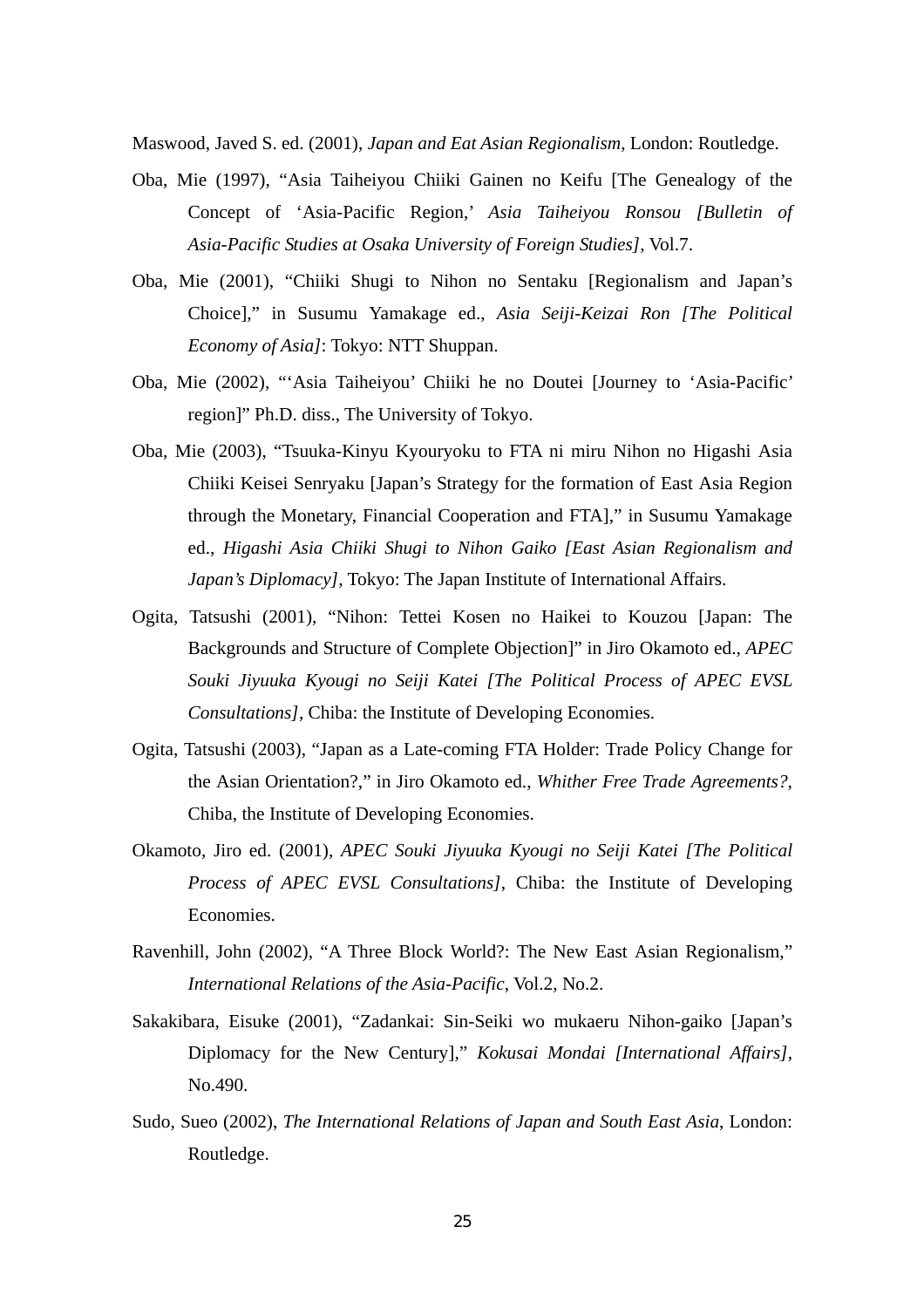Maswood, Javed S. ed. (2001), *Japan and Eat Asian Regionalism*, London: Routledge.

Oba, Mie (1997), "Asia Taiheiyou Chiiki Gainen no Keifu [The Genealogy of the Concept of 'Asia-Pacific Region,' *Asia Taiheiyou Ronsou [Bulletin of Asia-Pacific Studies at Osaka University of Foreign Studies]*, Vol.7.

Oba, Mie (2001), "Chiiki Shugi to Nihon no Sentaku [Regionalism and Japan's Choice]," in Susumu Yamakage ed., *Asia Seiji-Keizai Ron [The Political Economy of Asia]*: Tokyo: NTT Shuppan.

Oba, Mie (2002), "'Asia Taiheiyou' Chiiki he no Doutei [Journey to 'Asia-Pacific' region]" Ph.D. diss., The University of Tokyo.

Oba, Mie (2003), "Tsuuka-Kinyu Kyouryoku to FTA ni miru Nihon no Higashi Asia Chiiki Keisei Senryaku [Japan's Strategy for the formation of East Asia Region through the Monetary, Financial Cooperation and FTA]," in Susumu Yamakage ed., *Higashi Asia Chiiki Shugi to Nihon Gaiko [East Asian Regionalism and Japan's Diplomacy]*, Tokyo: The Japan Institute of International Affairs.

Ogita, Tatsushi (2001), "Nihon: Tettei Kosen no Haikei to Kouzou [Japan: The Backgrounds and Structure of Complete Objection]" in Jiro Okamoto ed., *APEC Souki Jiyuuka Kyougi no Seiji Katei [The Political Process of APEC EVSL Consultations]*, Chiba: the Institute of Developing Economies.

Ogita, Tatsushi (2003), "Japan as a Late-coming FTA Holder: Trade Policy Change for the Asian Orientation?," in Jiro Okamoto ed., *Whither Free Trade Agreements?*, Chiba, the Institute of Developing Economies.

Okamoto, Jiro ed. (2001), *APEC Souki Jiyuuka Kyougi no Seiji Katei [The Political Process of APEC EVSL Consultations]*, Chiba: the Institute of Developing Economies.

Ravenhill, John (2002), "A Three Block World?: The New East Asian Regionalism," *International Relations of the Asia-Pacific*, Vol.2, No.2.

Sakakibara, Eisuke (2001), "Zadankai: Sin-Seiki wo mukaeru Nihon-gaiko [Japan's Diplomacy for the New Century]," *Kokusai Mondai [International Affairs]*, No.490.

Sudo, Sueo (2002), *The International Relations of Japan and South East Asia*, London: Routledge.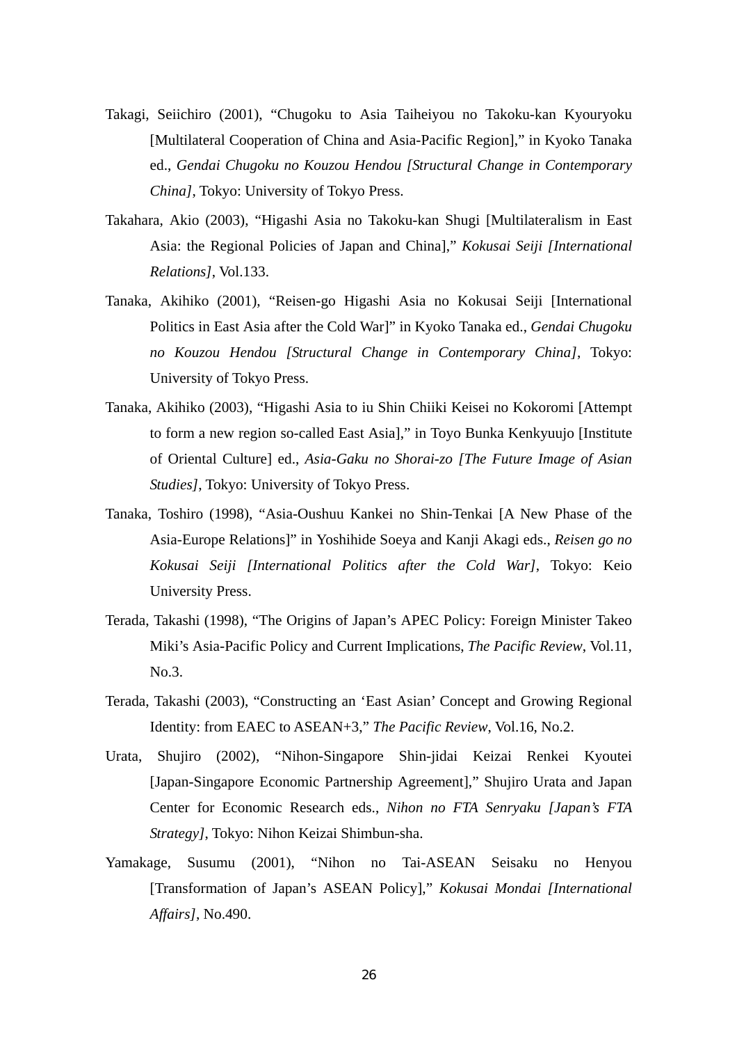Takagi, Seiichiro (2001), “Chugoku to Asia Taiheiyou no Takoku-kan Kyouryoku [Multilateral Cooperation of China and Asia-Pacific Region],” in Kyoko Tanaka ed., *Gendai Chugoku no Kouzou Hendou [Structural Change in Contemporary China]*, Tokyo: University of Tokyo Press.

Takahara, Akio (2003), “Higashi Asia no Takoku-kan Shugi [Multilateralism in East Asia: the Regional Policies of Japan and China],” *Kokusai Seiji [International Relations]*, Vol.133.

Tanaka, Akihiko (2001), “Reisen-go Higashi Asia no Kokusai Seiji [International Politics in East Asia after the Cold War]” in Kyoko Tanaka ed., *Gendai Chugoku no Kouzou Hendou [Structural Change in Contemporary China]*, Tokyo: University of Tokyo Press.

Tanaka, Akihiko (2003), “Higashi Asia to iu Shin Chiiki Keisei no Kokoromi [Attempt to form a new region so-called East Asia],” in Toyo Bunka Kenkyuujo [Institute of Oriental Culture] ed., *Asia-Gaku no Shorai-zo [The Future Image of Asian Studies]*, Tokyo: University of Tokyo Press.

Tanaka, Toshiro (1998), “Asia-Oushuu Kankei no Shin-Tenkai [A New Phase of the Asia-Europe Relations]” in Yoshihide Soeya and Kanji Akagi eds., *Reisen go no Kokusai Seiji [International Politics after the Cold War]*, Tokyo: Keio University Press.

Terada, Takashi (1998), “The Origins of Japan’s APEC Policy: Foreign Minister Takeo Miki’s Asia-Pacific Policy and Current Implications, *The Pacific Review*, Vol.11, No.3.

Terada, Takashi (2003), “Constructing an ‘East Asian’ Concept and Growing Regional Identity: from EAEC to ASEAN+3,” *The Pacific Review*, Vol.16, No.2.

Urata, Shujiro (2002), “Nihon-Singapore Shin-jidai Keizai Renkei Kyoutei [Japan-Singapore Economic Partnership Agreement],” Shujiro Urata and Japan Center for Economic Research eds., *Nihon no FTA Senryaku [Japan’s FTA Strategy]*, Tokyo: Nihon Keizai Shimbun-sha.

Yamakage, Susumu (2001), “Nihon no Tai-ASEAN Seisaku no Henyou [Transformation of Japan’s ASEAN Policy],” *Kokusai Mondai [International Affairs]*, No.490.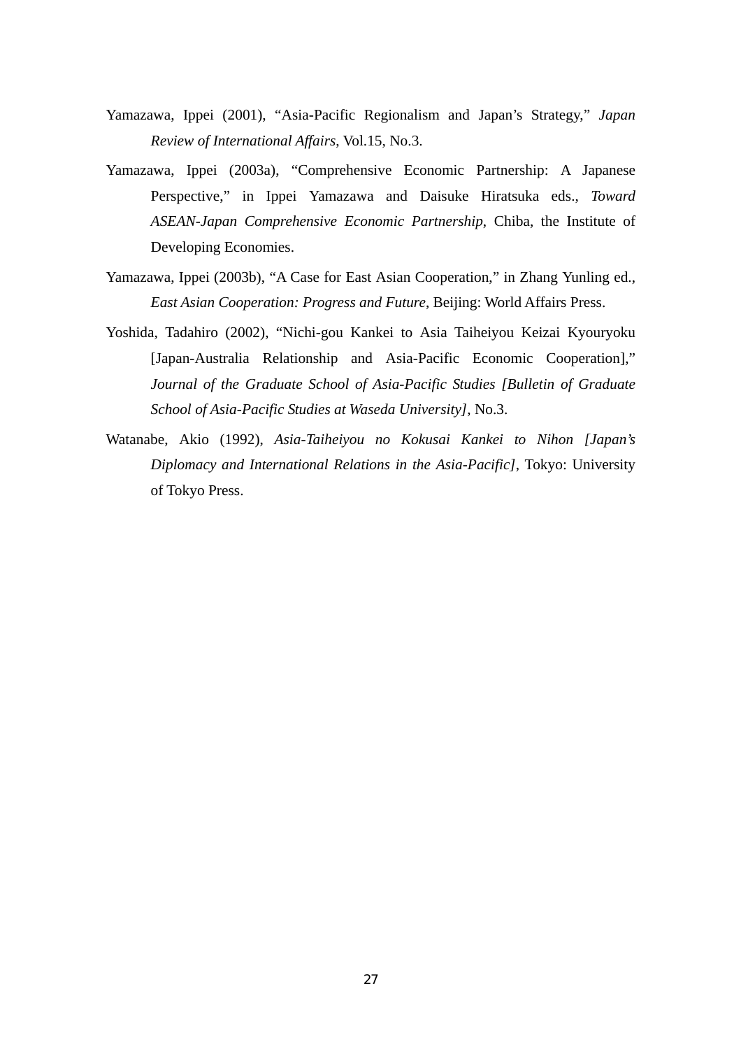Yamazawa, Ippei (2001), "Asia-Pacific Regionalism and Japan's Strategy," *Japan Review of International Affairs*, Vol.15, No.3.

Yamazawa, Ippei (2003a), "Comprehensive Economic Partnership: A Japanese Perspective," in Ippei Yamazawa and Daisuke Hiratsuka eds., *Toward ASEAN-Japan Comprehensive Economic Partnership*, Chiba, the Institute of Developing Economies.

Yamazawa, Ippei (2003b), "A Case for East Asian Cooperation," in Zhang Yunling ed., *East Asian Cooperation: Progress and Future*, Beijing: World Affairs Press.

Yoshida, Tadahiro (2002), "Nichi-gou Kankei to Asia Taiheiyou Keizai Kyouryoku [Japan-Australia Relationship and Asia-Pacific Economic Cooperation]," *Journal of the Graduate School of Asia-Pacific Studies [Bulletin of Graduate School of Asia-Pacific Studies at Waseda University]*, No.3.

Watanabe, Akio (1992), *Asia-Taiheiyou no Kokusai Kankei to Nihon [Japan's Diplomacy and International Relations in the Asia-Pacific]*, Tokyo: University of Tokyo Press.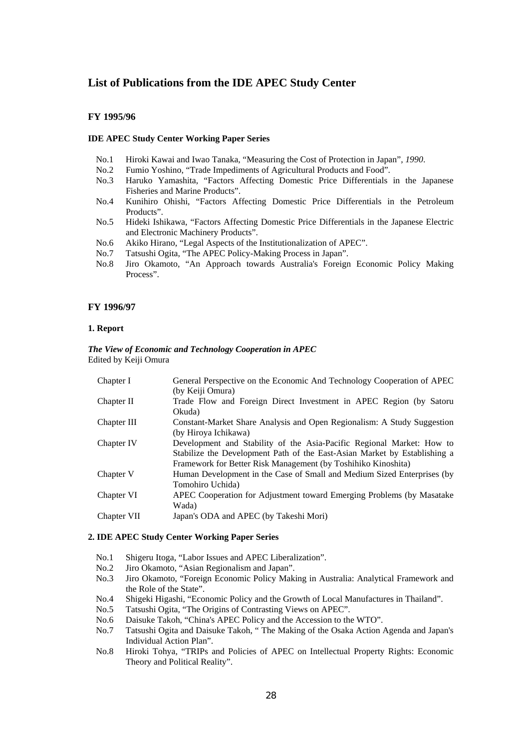# List of Publications from the IDE APEC Study Center

## FY 1995/96

### IDE APEC Study Center Working Paper Series

- No.1 Hiroki Kawai and Iwao Tanaka, "Measuring the Cost of Protection in Japan", *1990*.
- No.2 Fumio Yoshino, "Trade Impediments of Agricultural Products and Food".
- No.3 Haruko Yamashita, "Factors Affecting Domestic Price Differentials in the Japanese Fisheries and Marine Products".
- No.4 Kunihiro Ohishi, "Factors Affecting Domestic Price Differentials in the Petroleum Products".
- No.5 Hideki Ishikawa, "Factors Affecting Domestic Price Differentials in the Japanese Electric and Electronic Machinery Products".
- No.6 Akiko Hirano, "Legal Aspects of the Institutionalization of APEC".
- No.7 Tatsushi Ogita, "The APEC Policy-Making Process in Japan".
- No.8 Jiro Okamoto, "An Approach towards Australia's Foreign Economic Policy Making Process".

## FY 1996/97

### 1. Report

***The View of Economic and Technology Cooperation in APEC***
Edited by Keiji Omura

| | |
|---|---|
| Chapter I | General Perspective on the Economic And Technology Cooperation of APEC (by Keiji Omura) |
| Chapter II | Trade Flow and Foreign Direct Investment in APEC Region (by Satoru Okuda) |
| Chapter III | Constant-Market Share Analysis and Open Regionalism: A Study Suggestion (by Hiroya Ichikawa) |
| Chapter IV | Development and Stability of the Asia-Pacific Regional Market: How to Stabilize the Development Path of the East-Asian Market by Establishing a Framework for Better Risk Management (by Toshihiko Kinoshita) |
| Chapter V | Human Development in the Case of Small and Medium Sized Enterprises (by Tomohiro Uchida) |
| Chapter VI | APEC Cooperation for Adjustment toward Emerging Problems (by Masatake Wada) |
| Chapter VII | Japan's ODA and APEC (by Takeshi Mori) |

### 2. IDE APEC Study Center Working Paper Series

- No.1 Shigeru Itoga, "Labor Issues and APEC Liberalization".
- No.2 Jiro Okamoto, "Asian Regionalism and Japan".
- No.3 Jiro Okamoto, "Foreign Economic Policy Making in Australia: Analytical Framework and the Role of the State".
- No.4 Shigeki Higashi, "Economic Policy and the Growth of Local Manufactures in Thailand".
- No.5 Tatsushi Ogita, "The Origins of Contrasting Views on APEC".
- No.6 Daisuke Takoh, "China's APEC Policy and the Accession to the WTO".
- No.7 Tatsushi Ogita and Daisuke Takoh, " The Making of the Osaka Action Agenda and Japan's Individual Action Plan".
- No.8 Hiroki Tohya, "TRIPs and Policies of APEC on Intellectual Property Rights: Economic Theory and Political Reality".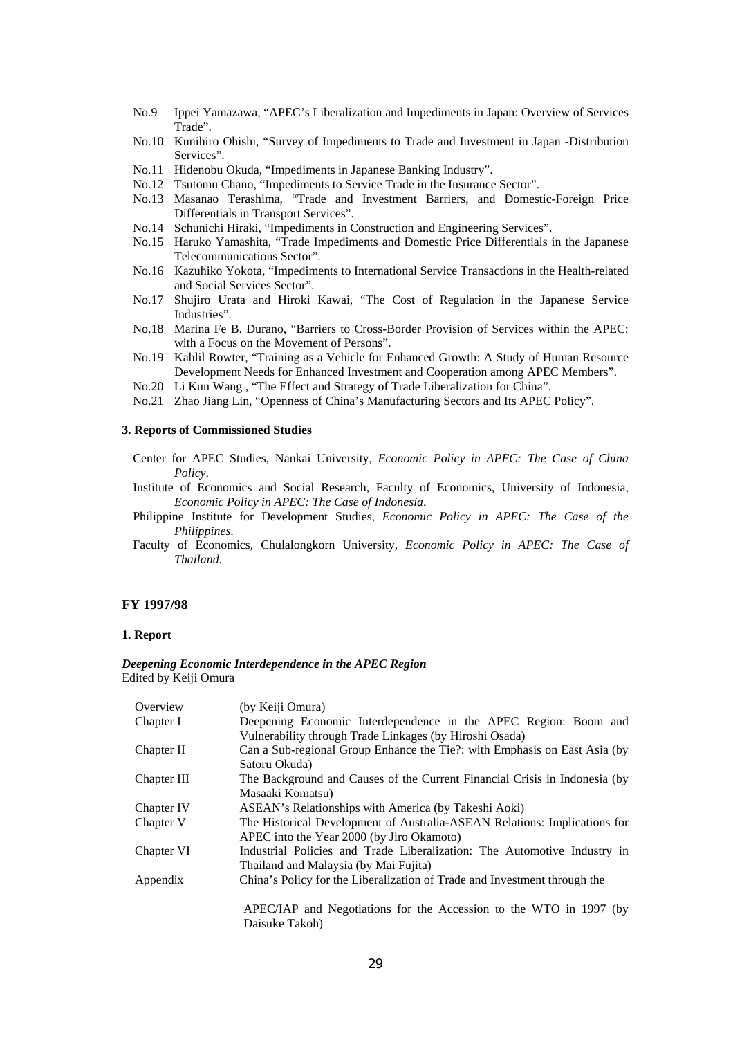No.9 Ippei Yamazawa, "APEC's Liberalization and Impediments in Japan: Overview of Services Trade".

No.10 Kunihiro Ohishi, "Survey of Impediments to Trade and Investment in Japan -Distribution Services".

No.11 Hidenobu Okuda, "Impediments in Japanese Banking Industry".

No.12 Tsutomu Chano, "Impediments to Service Trade in the Insurance Sector".

No.13 Masanao Terashima, "Trade and Investment Barriers, and Domestic-Foreign Price Differentials in Transport Services".

No.14 Schunichi Hiraki, "Impediments in Construction and Engineering Services".

No.15 Haruko Yamashita, "Trade Impediments and Domestic Price Differentials in the Japanese Telecommunications Sector".

No.16 Kazuhiko Yokota, "Impediments to International Service Transactions in the Health-related and Social Services Sector".

No.17 Shujiro Urata and Hiroki Kawai, "The Cost of Regulation in the Japanese Service Industries".

No.18 Marina Fe B. Durano, "Barriers to Cross-Border Provision of Services within the APEC: with a Focus on the Movement of Persons".

No.19 Kahlil Rowter, "Training as a Vehicle for Enhanced Growth: A Study of Human Resource Development Needs for Enhanced Investment and Cooperation among APEC Members".

No.20 Li Kun Wang , "The Effect and Strategy of Trade Liberalization for China".

No.21 Zhao Jiang Lin, "Openness of China's Manufacturing Sectors and Its APEC Policy".

#### 3. Reports of Commissioned Studies

Center for APEC Studies, Nankai University, *Economic Policy in APEC: The Case of China Policy*.

Institute of Economics and Social Research, Faculty of Economics, University of Indonesia, *Economic Policy in APEC: The Case of Indonesia*.

Philippine Institute for Development Studies, *Economic Policy in APEC: The Case of the Philippines.*

Faculty of Economics, Chulalongkorn University, *Economic Policy in APEC: The Case of Thailand*.

### FY 1997/98

#### 1. Report

***Deepening Economic Interdependence in the APEC Region***
Edited by Keiji Omura

| | |
|---|---|
| Overview | (by Keiji Omura) |
| Chapter I | Deepening Economic Interdependence in the APEC Region: Boom and Vulnerability through Trade Linkages (by Hiroshi Osada) |
| Chapter II | Can a Sub-regional Group Enhance the Tie?: with Emphasis on East Asia (by Satoru Okuda) |
| Chapter III | The Background and Causes of the Current Financial Crisis in Indonesia (by Masaaki Komatsu) |
| Chapter IV | ASEAN's Relationships with America (by Takeshi Aoki) |
| Chapter V | The Historical Development of Australia-ASEAN Relations: Implications for APEC into the Year 2000 (by Jiro Okamoto) |
| Chapter VI | Industrial Policies and Trade Liberalization: The Automotive Industry in Thailand and Malaysia (by Mai Fujita) |
| Appendix | China's Policy for the Liberalization of Trade and Investment through the APEC/IAP and Negotiations for the Accession to the WTO in 1997 (by Daisuke Takoh) |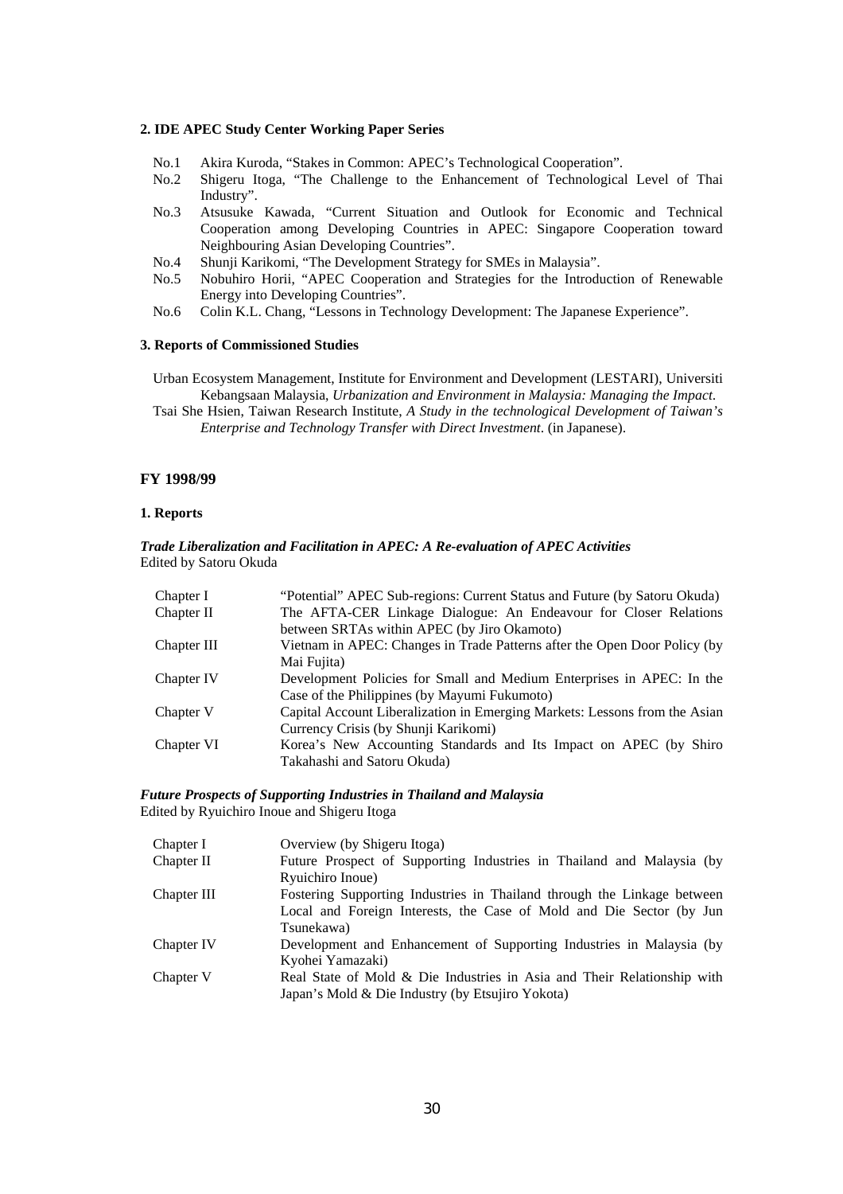**2. IDE APEC Study Center Working Paper Series**

- No.1 Akira Kuroda, "Stakes in Common: APEC's Technological Cooperation".
- No.2 Shigeru Itoga, "The Challenge to the Enhancement of Technological Level of Thai Industry".
- No.3 Atsusuke Kawada, "Current Situation and Outlook for Economic and Technical Cooperation among Developing Countries in APEC: Singapore Cooperation toward Neighbouring Asian Developing Countries".
- No.4 Shunji Karikomi, "The Development Strategy for SMEs in Malaysia".
- No.5 Nobuhiro Horii, "APEC Cooperation and Strategies for the Introduction of Renewable Energy into Developing Countries".
- No.6 Colin K.L. Chang, "Lessons in Technology Development: The Japanese Experience".

**3. Reports of Commissioned Studies**

Urban Ecosystem Management, Institute for Environment and Development (LESTARI), Universiti Kebangsaan Malaysia, *Urbanization and Environment in Malaysia: Managing the Impact*.

Tsai She Hsien, Taiwan Research Institute, *A Study in the technological Development of Taiwan's Enterprise and Technology Transfer with Direct Investment*. (in Japanese).

## FY 1998/99

**1. Reports**

***Trade Liberalization and Facilitation in APEC: A Re-evaluation of APEC Activities***
Edited by Satoru Okuda

| | |
|---|---|
| Chapter I | "Potential" APEC Sub-regions: Current Status and Future (by Satoru Okuda) |
| Chapter II | The AFTA-CER Linkage Dialogue: An Endeavour for Closer Relations between SRTAs within APEC (by Jiro Okamoto) |
| Chapter III | Vietnam in APEC: Changes in Trade Patterns after the Open Door Policy (by Mai Fujita) |
| Chapter IV | Development Policies for Small and Medium Enterprises in APEC: In the Case of the Philippines (by Mayumi Fukumoto) |
| Chapter V | Capital Account Liberalization in Emerging Markets: Lessons from the Asian Currency Crisis (by Shunji Karikomi) |
| Chapter VI | Korea's New Accounting Standards and Its Impact on APEC (by Shiro Takahashi and Satoru Okuda) |

***Future Prospects of Supporting Industries in Thailand and Malaysia***
Edited by Ryuichiro Inoue and Shigeru Itoga

| | |
|---|---|
| Chapter I | Overview (by Shigeru Itoga) |
| Chapter II | Future Prospect of Supporting Industries in Thailand and Malaysia (by Ryuichiro Inoue) |
| Chapter III | Fostering Supporting Industries in Thailand through the Linkage between Local and Foreign Interests, the Case of Mold and Die Sector (by Jun Tsunekawa) |
| Chapter IV | Development and Enhancement of Supporting Industries in Malaysia (by Kyohei Yamazaki) |
| Chapter V | Real State of Mold & Die Industries in Asia and Their Relationship with Japan's Mold & Die Industry (by Etsujiro Yokota) |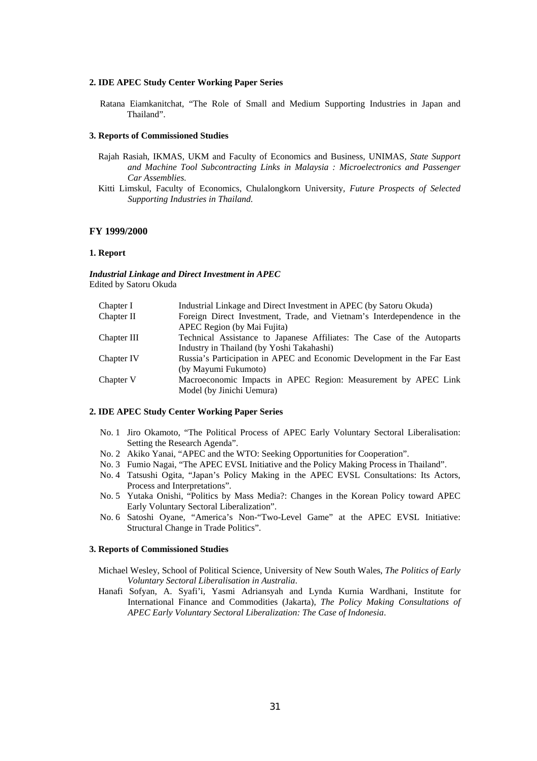**2. IDE APEC Study Center Working Paper Series**

Ratana Eiamkanitchat, "The Role of Small and Medium Supporting Industries in Japan and Thailand".

**3. Reports of Commissioned Studies**

Rajah Rasiah, IKMAS, UKM and Faculty of Economics and Business, UNIMAS, *State Support and Machine Tool Subcontracting Links in Malaysia : Microelectronics and Passenger Car Assemblies.*

Kitti Limskul, Faculty of Economics, Chulalongkorn University, *Future Prospects of Selected Supporting Industries in Thailand.*

## FY 1999/2000

**1. Report**

***Industrial Linkage and Direct Investment in APEC***
Edited by Satoru Okuda

| | |
|---|---|
| Chapter I | Industrial Linkage and Direct Investment in APEC (by Satoru Okuda) |
| Chapter II | Foreign Direct Investment, Trade, and Vietnam's Interdependence in the APEC Region (by Mai Fujita) |
| Chapter III | Technical Assistance to Japanese Affiliates: The Case of the Autoparts Industry in Thailand (by Yoshi Takahashi) |
| Chapter IV | Russia's Participation in APEC and Economic Development in the Far East (by Mayumi Fukumoto) |
| Chapter V | Macroeconomic Impacts in APEC Region: Measurement by APEC Link Model (by Jinichi Uemura) |

**2. IDE APEC Study Center Working Paper Series**

No. 1 Jiro Okamoto, "The Political Process of APEC Early Voluntary Sectoral Liberalisation: Setting the Research Agenda".

No. 2 Akiko Yanai, "APEC and the WTO: Seeking Opportunities for Cooperation".

No. 3 Fumio Nagai, "The APEC EVSL Initiative and the Policy Making Process in Thailand".

No. 4 Tatsushi Ogita, "Japan's Policy Making in the APEC EVSL Consultations: Its Actors, Process and Interpretations".

No. 5 Yutaka Onishi, "Politics by Mass Media?: Changes in the Korean Policy toward APEC Early Voluntary Sectoral Liberalization".

No. 6 Satoshi Oyane, "America's Non-"Two-Level Game" at the APEC EVSL Initiative: Structural Change in Trade Politics".

**3. Reports of Commissioned Studies**

Michael Wesley, School of Political Science, University of New South Wales, *The Politics of Early Voluntary Sectoral Liberalisation in Australia*.

Hanafi Sofyan, A. Syafi'i, Yasmi Adriansyah and Lynda Kurnia Wardhani, Institute for International Finance and Commodities (Jakarta), *The Policy Making Consultations of APEC Early Voluntary Sectoral Liberalization: The Case of Indonesia*.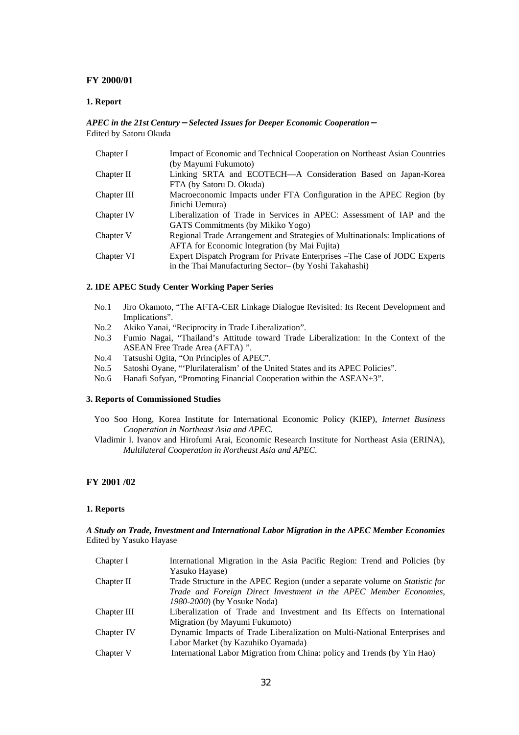## FY 2000/01

### 1. Report

***APEC in the 21st Century－Selected Issues for Deeper Economic Cooperation－***
Edited by Satoru Okuda

| | |
|---|---|
| Chapter I | Impact of Economic and Technical Cooperation on Northeast Asian Countries (by Mayumi Fukumoto) |
| Chapter II | Linking SRTA and ECOTECH—A Consideration Based on Japan-Korea FTA (by Satoru D. Okuda) |
| Chapter III | Macroeconomic Impacts under FTA Configuration in the APEC Region (by Jinichi Uemura) |
| Chapter IV | Liberalization of Trade in Services in APEC: Assessment of IAP and the GATS Commitments (by Mikiko Yogo) |
| Chapter V | Regional Trade Arrangement and Strategies of Multinationals: Implications of AFTA for Economic Integration (by Mai Fujita) |
| Chapter VI | Expert Dispatch Program for Private Enterprises –The Case of JODC Experts in the Thai Manufacturing Sector– (by Yoshi Takahashi) |

### 2. IDE APEC Study Center Working Paper Series

No.1 Jiro Okamoto, "The AFTA-CER Linkage Dialogue Revisited: Its Recent Development and Implications".
No.2 Akiko Yanai, "Reciprocity in Trade Liberalization".
No.3 Fumio Nagai, "Thailand's Attitude toward Trade Liberalization: In the Context of the ASEAN Free Trade Area (AFTA) ".
No.4 Tatsushi Ogita, "On Principles of APEC".
No.5 Satoshi Oyane, "'Plurilateralism' of the United States and its APEC Policies".
No.6 Hanafi Sofyan, "Promoting Financial Cooperation within the ASEAN+3".

### 3. Reports of Commissioned Studies

Yoo Soo Hong, Korea Institute for International Economic Policy (KIEP), *Internet Business Cooperation in Northeast Asia and APEC*.

Vladimir I. Ivanov and Hirofumi Arai, Economic Research Institute for Northeast Asia (ERINA), *Multilateral Cooperation in Northeast Asia and APEC.*

## FY 2001 /02

### 1. Reports

***A Study on Trade, Investment and International Labor Migration in the APEC Member Economies***
Edited by Yasuko Hayase

| | |
|---|---|
| Chapter I | International Migration in the Asia Pacific Region: Trend and Policies (by Yasuko Hayase) |
| Chapter II | Trade Structure in the APEC Region (under a separate volume on *Statistic for Trade and Foreign Direct Investment in the APEC Member Economies, 1980-2000*) (by Yosuke Noda) |
| Chapter III | Liberalization of Trade and Investment and Its Effects on International Migration (by Mayumi Fukumoto) |
| Chapter IV | Dynamic Impacts of Trade Liberalization on Multi-National Enterprises and Labor Market (by Kazuhiko Oyamada) |
| Chapter V | International Labor Migration from China: policy and Trends (by Yin Hao) |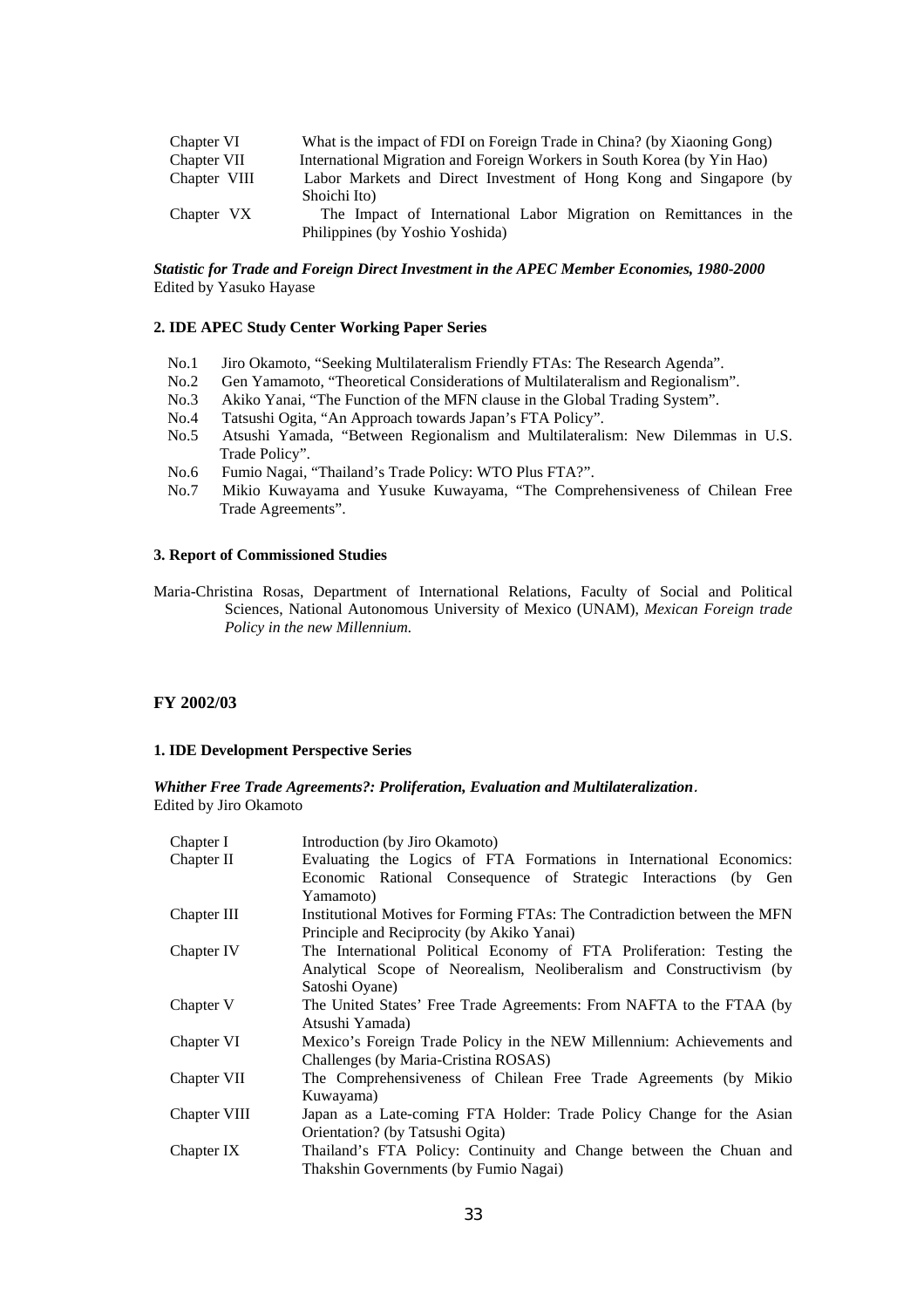| | |
|---|---|
| Chapter VI | What is the impact of FDI on Foreign Trade in China? (by Xiaoning Gong) |
| Chapter VII | International Migration and Foreign Workers in South Korea (by Yin Hao) |
| Chapter VIII | Labor Markets and Direct Investment of Hong Kong and Singapore (by Shoichi Ito) |
| Chapter VX | The Impact of International Labor Migration on Remittances in the Philippines (by Yoshio Yoshida) |

***Statistic for Trade and Foreign Direct Investment in the APEC Member Economies, 1980-2000***
Edited by Yasuko Hayase

#### 2. IDE APEC Study Center Working Paper Series

- No.1 Jiro Okamoto, "Seeking Multilateralism Friendly FTAs: The Research Agenda".
- No.2 Gen Yamamoto, "Theoretical Considerations of Multilateralism and Regionalism".
- No.3 Akiko Yanai, "The Function of the MFN clause in the Global Trading System".
- No.4 Tatsushi Ogita, "An Approach towards Japan's FTA Policy".
- No.5 Atsushi Yamada, "Between Regionalism and Multilateralism: New Dilemmas in U.S. Trade Policy".
- No.6 Fumio Nagai, "Thailand's Trade Policy: WTO Plus FTA?".
- No.7 Mikio Kuwayama and Yusuke Kuwayama, "The Comprehensiveness of Chilean Free Trade Agreements".

#### 3. Report of Commissioned Studies

Maria-Christina Rosas, Department of International Relations, Faculty of Social and Political Sciences, National Autonomous University of Mexico (UNAM), *Mexican Foreign trade Policy in the new Millennium.*

### FY 2002/03

#### 1. IDE Development Perspective Series

***Whither Free Trade Agreements?: Proliferation, Evaluation and Multilateralization*.**
Edited by Jiro Okamoto

| | |
|---|---|
| Chapter I | Introduction (by Jiro Okamoto) |
| Chapter II | Evaluating the Logics of FTA Formations in International Economics: Economic Rational Consequence of Strategic Interactions (by Gen Yamamoto) |
| Chapter III | Institutional Motives for Forming FTAs: The Contradiction between the MFN Principle and Reciprocity (by Akiko Yanai) |
| Chapter IV | The International Political Economy of FTA Proliferation: Testing the Analytical Scope of Neorealism, Neoliberalism and Constructivism (by Satoshi Oyane) |
| Chapter V | The United States' Free Trade Agreements: From NAFTA to the FTAA (by Atsushi Yamada) |
| Chapter VI | Mexico's Foreign Trade Policy in the NEW Millennium: Achievements and Challenges (by Maria-Cristina ROSAS) |
| Chapter VII | The Comprehensiveness of Chilean Free Trade Agreements (by Mikio Kuwayama) |
| Chapter VIII | Japan as a Late-coming FTA Holder: Trade Policy Change for the Asian Orientation? (by Tatsushi Ogita) |
| Chapter IX | Thailand's FTA Policy: Continuity and Change between the Chuan and Thakshin Governments (by Fumio Nagai) |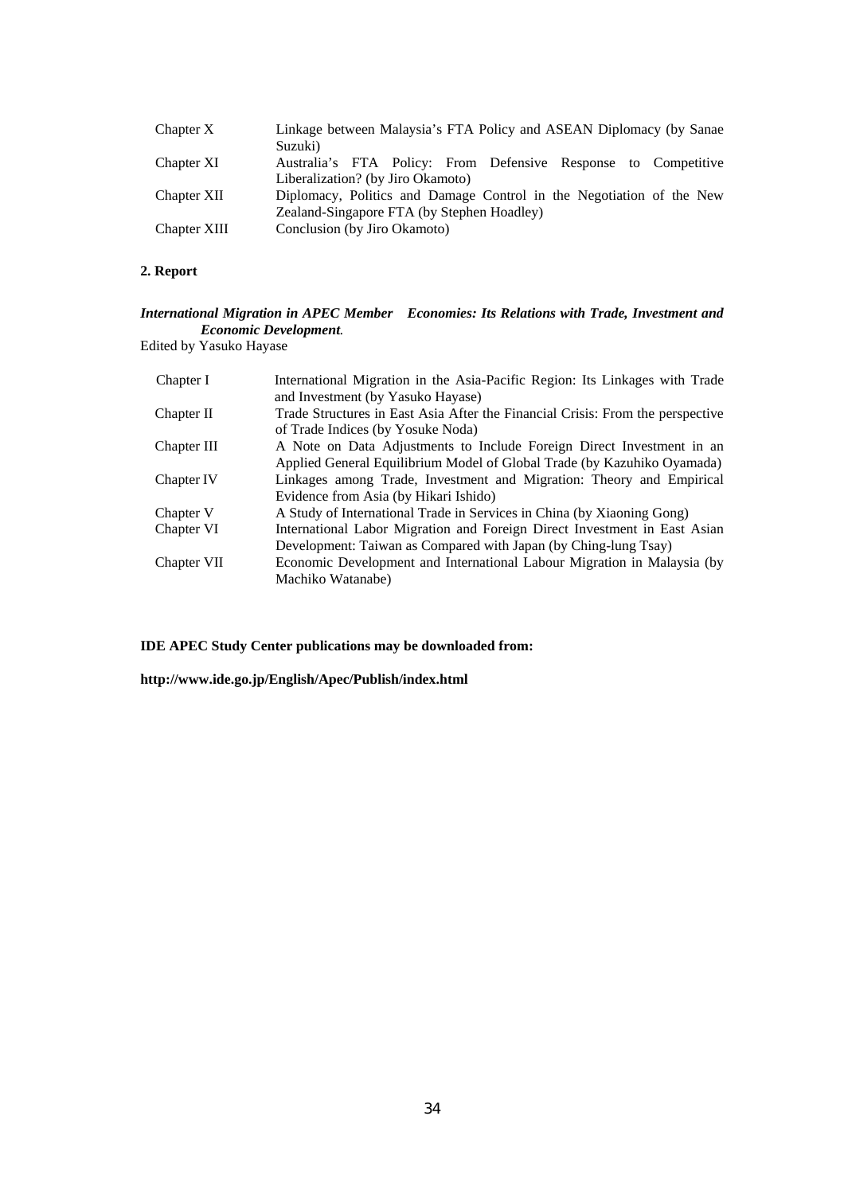| | |
|---|---|
| Chapter X | Linkage between Malaysia's FTA Policy and ASEAN Diplomacy (by Sanae Suzuki) |
| Chapter XI | Australia's FTA Policy: From Defensive Response to Competitive Liberalization? (by Jiro Okamoto) |
| Chapter XII | Diplomacy, Politics and Damage Control in the Negotiation of the New Zealand-Singapore FTA (by Stephen Hoadley) |
| Chapter XIII | Conclusion (by Jiro Okamoto) |

**2. Report**

***International Migration in APEC Member Economies: Its Relations with Trade, Investment and Economic Development.***

Edited by Yasuko Hayase

| | |
|---|---|
| Chapter I | International Migration in the Asia-Pacific Region: Its Linkages with Trade and Investment (by Yasuko Hayase) |
| Chapter II | Trade Structures in East Asia After the Financial Crisis: From the perspective of Trade Indices (by Yosuke Noda) |
| Chapter III | A Note on Data Adjustments to Include Foreign Direct Investment in an Applied General Equilibrium Model of Global Trade (by Kazuhiko Oyamada) |
| Chapter IV | Linkages among Trade, Investment and Migration: Theory and Empirical Evidence from Asia (by Hikari Ishido) |
| Chapter V | A Study of International Trade in Services in China (by Xiaoning Gong) |
| Chapter VI | International Labor Migration and Foreign Direct Investment in East Asian Development: Taiwan as Compared with Japan (by Ching-lung Tsay) |
| Chapter VII | Economic Development and International Labour Migration in Malaysia (by Machiko Watanabe) |

**IDE APEC Study Center publications may be downloaded from:**

**http://www.ide.go.jp/English/Apec/Publish/index.html**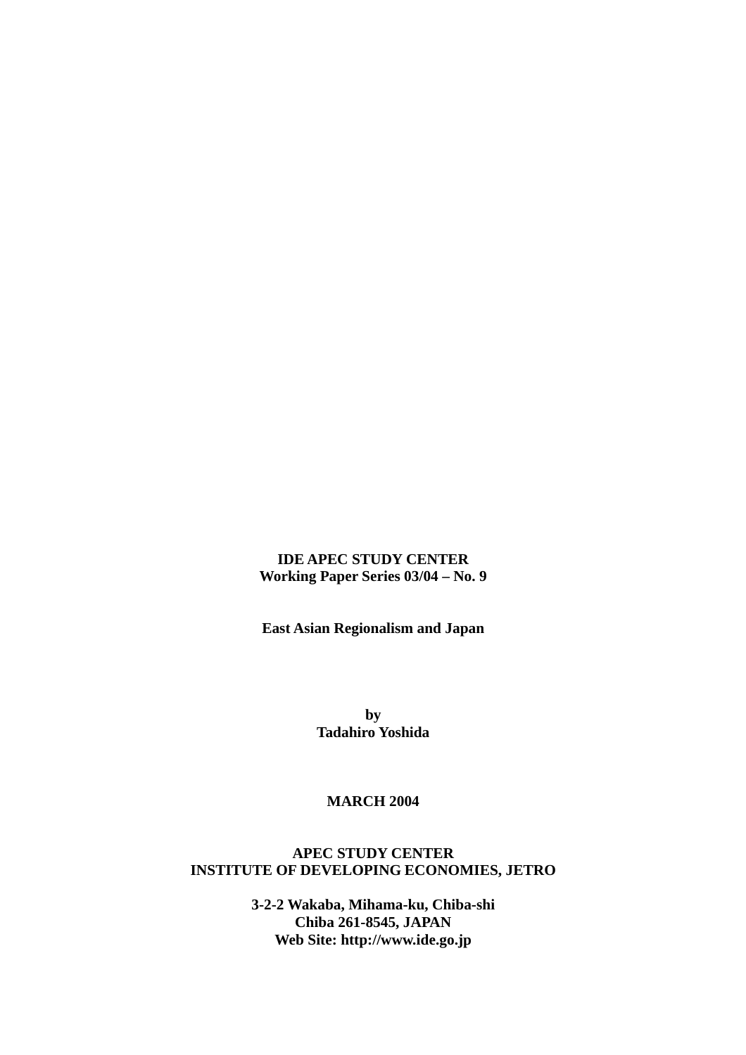**IDE APEC STUDY CENTER**
**Working Paper Series 03/04 – No. 9**

**East Asian Regionalism and Japan**

**by**
**Tadahiro Yoshida**

**MARCH 2004**

**APEC STUDY CENTER**
**INSTITUTE OF DEVELOPING ECONOMIES, JETRO**

**3-2-2 Wakaba, Mihama-ku, Chiba-shi**
**Chiba 261-8545, JAPAN**
**Web Site: http://www.ide.go.jp**